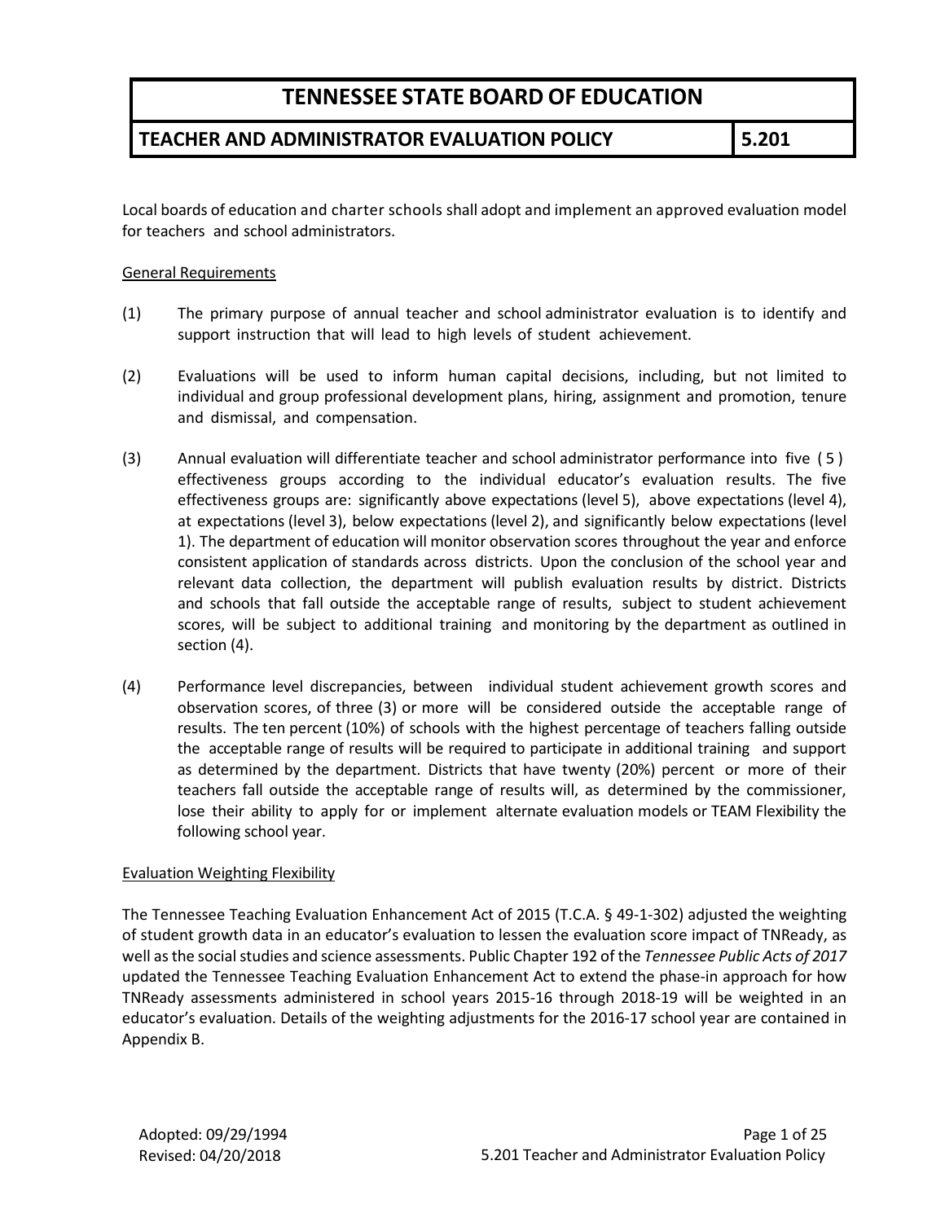# TENNESSEE STATE BOARD OF EDUCATION

## TEACHER AND ADMINISTRATOR EVALUATION POLICY — 5.201

Local boards of education and charter schools shall adopt and implement an approved evaluation model for teachers and school administrators.

### General Requirements

(1) The primary purpose of annual teacher and school administrator evaluation is to identify and support instruction that will lead to high levels of student achievement.

(2) Evaluations will be used to inform human capital decisions, including, but not limited to individual and group professional development plans, hiring, assignment and promotion, tenure and dismissal, and compensation.

(3) Annual evaluation will differentiate teacher and school administrator performance into five (5) effectiveness groups according to the individual educator's evaluation results. The five effectiveness groups are: significantly above expectations (level 5), above expectations (level 4), at expectations (level 3), below expectations (level 2), and significantly below expectations (level 1). The department of education will monitor observation scores throughout the year and enforce consistent application of standards across districts. Upon the conclusion of the school year and relevant data collection, the department will publish evaluation results by district. Districts and schools that fall outside the acceptable range of results, subject to student achievement scores, will be subject to additional training and monitoring by the department as outlined in section (4).

(4) Performance level discrepancies, between individual student achievement growth scores and observation scores, of three (3) or more will be considered outside the acceptable range of results. The ten percent (10%) of schools with the highest percentage of teachers falling outside the acceptable range of results will be required to participate in additional training and support as determined by the department. Districts that have twenty (20%) percent or more of their teachers fall outside the acceptable range of results will, as determined by the commissioner, lose their ability to apply for or implement alternate evaluation models or TEAM Flexibility the following school year.

### Evaluation Weighting Flexibility

The Tennessee Teaching Evaluation Enhancement Act of 2015 (T.C.A. § 49-1-302) adjusted the weighting of student growth data in an educator's evaluation to lessen the evaluation score impact of TNReady, as well as the social studies and science assessments. Public Chapter 192 of the *Tennessee Public Acts of 2017* updated the Tennessee Teaching Evaluation Enhancement Act to extend the phase-in approach for how TNReady assessments administered in school years 2015-16 through 2018-19 will be weighted in an educator's evaluation. Details of the weighting adjustments for the 2016-17 school year are contained in Appendix B.

Adopted: 09/29/1994
Revised: 04/20/2018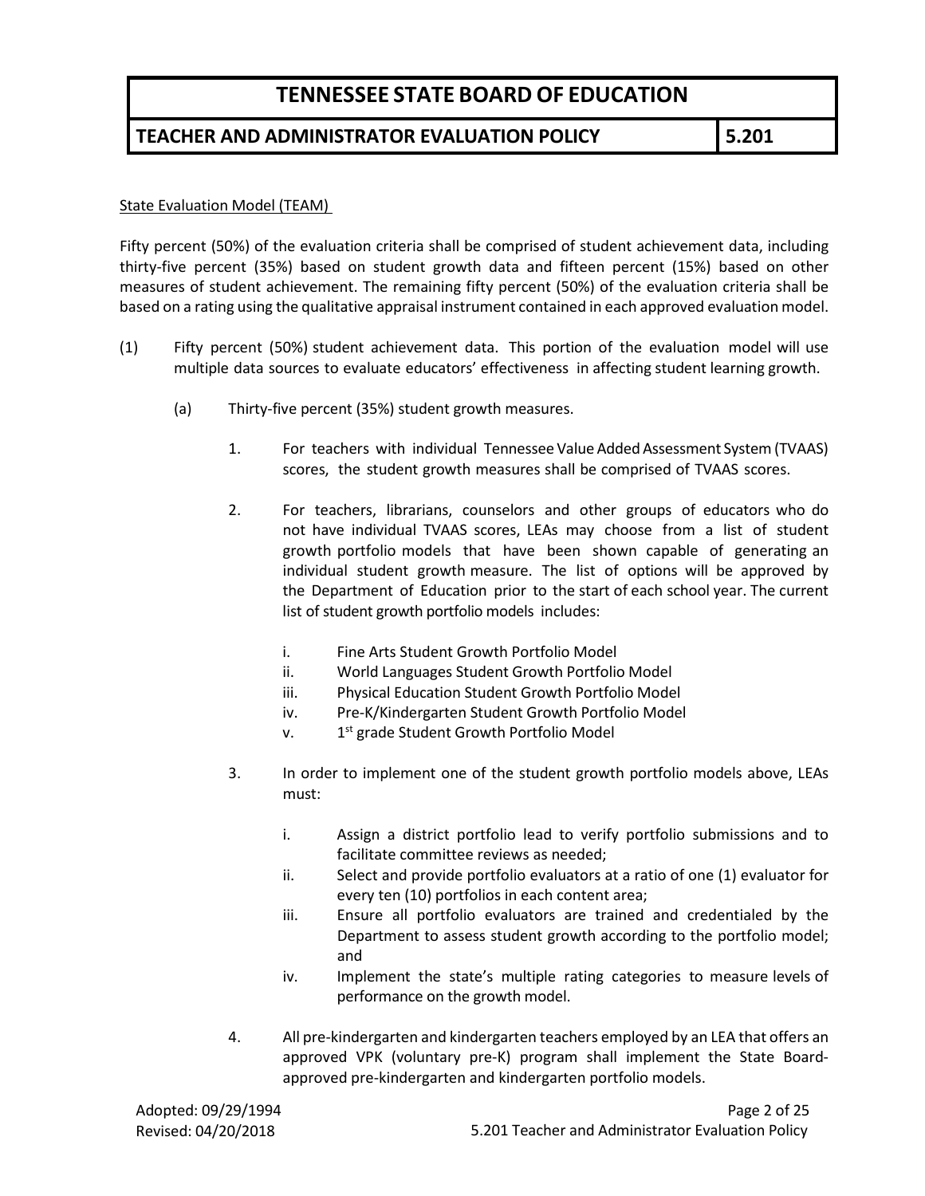State Evaluation Model (TEAM)

Fifty percent (50%) of the evaluation criteria shall be comprised of student achievement data, including thirty-five percent (35%) based on student growth data and fifteen percent (15%) based on other measures of student achievement. The remaining fifty percent (50%) of the evaluation criteria shall be based on a rating using the qualitative appraisal instrument contained in each approved evaluation model.

(1) Fifty percent (50%) student achievement data. This portion of the evaluation model will use multiple data sources to evaluate educators' effectiveness in affecting student learning growth.

  (a) Thirty-five percent (35%) student growth measures.

    1. For teachers with individual Tennessee Value Added Assessment System (TVAAS) scores, the student growth measures shall be comprised of TVAAS scores.

    2. For teachers, librarians, counselors and other groups of educators who do not have individual TVAAS scores, LEAs may choose from a list of student growth portfolio models that have been shown capable of generating an individual student growth measure. The list of options will be approved by the Department of Education prior to the start of each school year. The current list of student growth portfolio models includes:

      i. Fine Arts Student Growth Portfolio Model
      ii. World Languages Student Growth Portfolio Model
      iii. Physical Education Student Growth Portfolio Model
      iv. Pre-K/Kindergarten Student Growth Portfolio Model
      v. 1st grade Student Growth Portfolio Model

    3. In order to implement one of the student growth portfolio models above, LEAs must:

      i. Assign a district portfolio lead to verify portfolio submissions and to facilitate committee reviews as needed;
      ii. Select and provide portfolio evaluators at a ratio of one (1) evaluator for every ten (10) portfolios in each content area;
      iii. Ensure all portfolio evaluators are trained and credentialed by the Department to assess student growth according to the portfolio model; and
      iv. Implement the state's multiple rating categories to measure levels of performance on the growth model.

    4. All pre-kindergarten and kindergarten teachers employed by an LEA that offers an approved VPK (voluntary pre-K) program shall implement the State Board-approved pre-kindergarten and kindergarten portfolio models.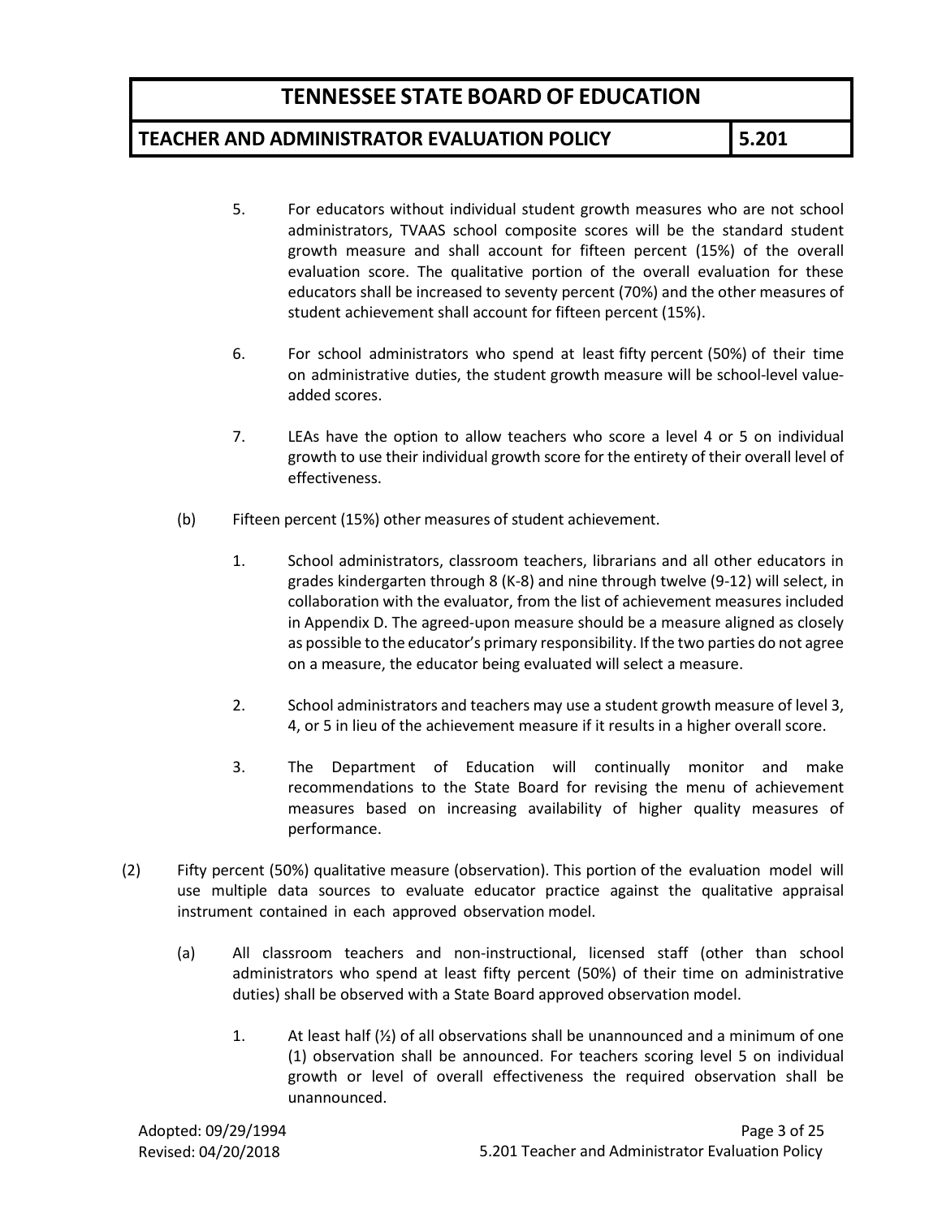5. For educators without individual student growth measures who are not school administrators, TVAAS school composite scores will be the standard student growth measure and shall account for fifteen percent (15%) of the overall evaluation score. The qualitative portion of the overall evaluation for these educators shall be increased to seventy percent (70%) and the other measures of student achievement shall account for fifteen percent (15%).

6. For school administrators who spend at least fifty percent (50%) of their time on administrative duties, the student growth measure will be school-level value-added scores.

7. LEAs have the option to allow teachers who score a level 4 or 5 on individual growth to use their individual growth score for the entirety of their overall level of effectiveness.

(b) Fifteen percent (15%) other measures of student achievement.

1. School administrators, classroom teachers, librarians and all other educators in grades kindergarten through 8 (K-8) and nine through twelve (9-12) will select, in collaboration with the evaluator, from the list of achievement measures included in Appendix D. The agreed-upon measure should be a measure aligned as closely as possible to the educator's primary responsibility. If the two parties do not agree on a measure, the educator being evaluated will select a measure.

2. School administrators and teachers may use a student growth measure of level 3, 4, or 5 in lieu of the achievement measure if it results in a higher overall score.

3. The Department of Education will continually monitor and make recommendations to the State Board for revising the menu of achievement measures based on increasing availability of higher quality measures of performance.

(2) Fifty percent (50%) qualitative measure (observation). This portion of the evaluation model will use multiple data sources to evaluate educator practice against the qualitative appraisal instrument contained in each approved observation model.

(a) All classroom teachers and non-instructional, licensed staff (other than school administrators who spend at least fifty percent (50%) of their time on administrative duties) shall be observed with a State Board approved observation model.

1. At least half (½) of all observations shall be unannounced and a minimum of one (1) observation shall be announced. For teachers scoring level 5 on individual growth or level of overall effectiveness the required observation shall be unannounced.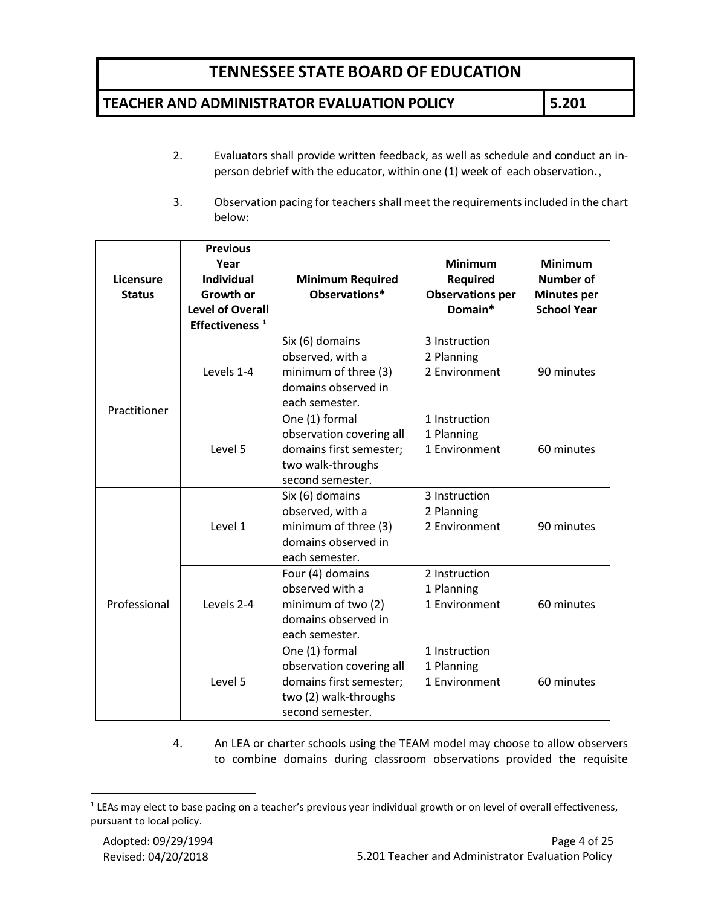2. Evaluators shall provide written feedback, as well as schedule and conduct an in-person debrief with the educator, within one (1) week of each observation.,

3. Observation pacing for teachers shall meet the requirements included in the chart below:

| Licensure Status | Previous Year Individual Growth or Level of Overall Effectiveness [1] | Minimum Required Observations* | Minimum Required Observations per Domain* | Minimum Number of Minutes per School Year |
|---|---|---|---|---|
| Practitioner | Levels 1-4 | Six (6) domains observed, with a minimum of three (3) domains observed in each semester. | 3 Instruction<br>2 Planning<br>2 Environment | 90 minutes |
| | Level 5 | One (1) formal observation covering all domains first semester; two walk-throughs second semester. | 1 Instruction<br>1 Planning<br>1 Environment | 60 minutes |
| Professional | Level 1 | Six (6) domains observed, with a minimum of three (3) domains observed in each semester. | 3 Instruction<br>2 Planning<br>2 Environment | 90 minutes |
| | Levels 2-4 | Four (4) domains observed with a minimum of two (2) domains observed in each semester. | 2 Instruction<br>1 Planning<br>1 Environment | 60 minutes |
| | Level 5 | One (1) formal observation covering all domains first semester; two (2) walk-throughs second semester. | 1 Instruction<br>1 Planning<br>1 Environment | 60 minutes |

4. An LEA or charter schools using the TEAM model may choose to allow observers to combine domains during classroom observations provided the requisite

[1] LEAs may elect to base pacing on a teacher's previous year individual growth or on level of overall effectiveness, pursuant to local policy.

Adopted: 09/29/1994
Revised: 04/20/2018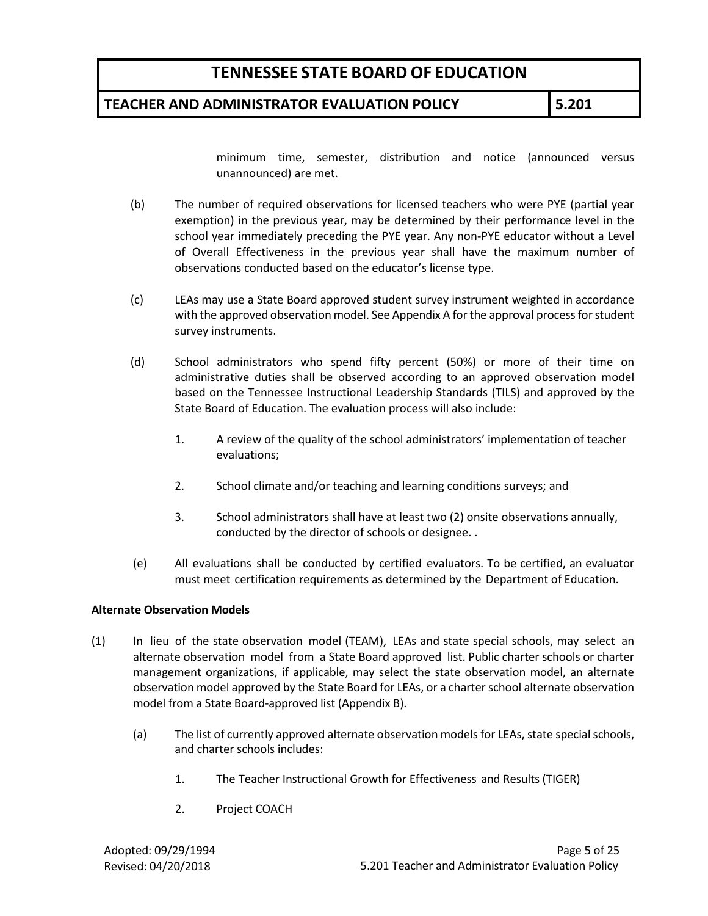minimum time, semester, distribution and notice (announced versus unannounced) are met.

(b) The number of required observations for licensed teachers who were PYE (partial year exemption) in the previous year, may be determined by their performance level in the school year immediately preceding the PYE year. Any non-PYE educator without a Level of Overall Effectiveness in the previous year shall have the maximum number of observations conducted based on the educator's license type.

(c) LEAs may use a State Board approved student survey instrument weighted in accordance with the approved observation model. See Appendix A for the approval process for student survey instruments.

(d) School administrators who spend fifty percent (50%) or more of their time on administrative duties shall be observed according to an approved observation model based on the Tennessee Instructional Leadership Standards (TILS) and approved by the State Board of Education. The evaluation process will also include:

1. A review of the quality of the school administrators' implementation of teacher evaluations;

2. School climate and/or teaching and learning conditions surveys; and

3. School administrators shall have at least two (2) onsite observations annually, conducted by the director of schools or designee. .

(e) All evaluations shall be conducted by certified evaluators. To be certified, an evaluator must meet certification requirements as determined by the Department of Education.

**Alternate Observation Models**

(1) In lieu of the state observation model (TEAM), LEAs and state special schools, may select an alternate observation model from a State Board approved list. Public charter schools or charter management organizations, if applicable, may select the state observation model, an alternate observation model approved by the State Board for LEAs, or a charter school alternate observation model from a State Board-approved list (Appendix B).

(a) The list of currently approved alternate observation models for LEAs, state special schools, and charter schools includes:

1. The Teacher Instructional Growth for Effectiveness and Results (TIGER)

2. Project COACH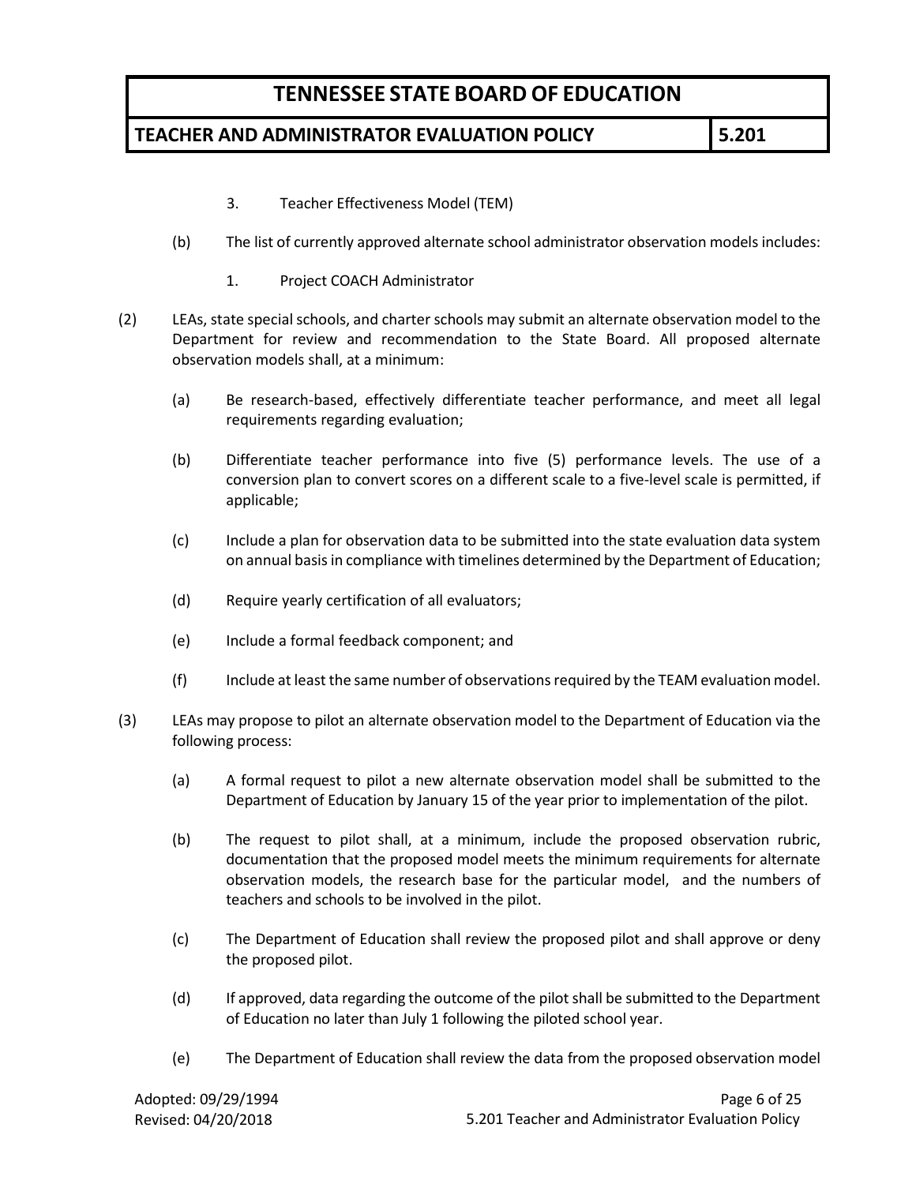3. Teacher Effectiveness Model (TEM)

(b) The list of currently approved alternate school administrator observation models includes:

1. Project COACH Administrator

(2) LEAs, state special schools, and charter schools may submit an alternate observation model to the Department for review and recommendation to the State Board. All proposed alternate observation models shall, at a minimum:

(a) Be research-based, effectively differentiate teacher performance, and meet all legal requirements regarding evaluation;

(b) Differentiate teacher performance into five (5) performance levels. The use of a conversion plan to convert scores on a different scale to a five-level scale is permitted, if applicable;

(c) Include a plan for observation data to be submitted into the state evaluation data system on annual basis in compliance with timelines determined by the Department of Education;

(d) Require yearly certification of all evaluators;

(e) Include a formal feedback component; and

(f) Include at least the same number of observations required by the TEAM evaluation model.

(3) LEAs may propose to pilot an alternate observation model to the Department of Education via the following process:

(a) A formal request to pilot a new alternate observation model shall be submitted to the Department of Education by January 15 of the year prior to implementation of the pilot.

(b) The request to pilot shall, at a minimum, include the proposed observation rubric, documentation that the proposed model meets the minimum requirements for alternate observation models, the research base for the particular model, and the numbers of teachers and schools to be involved in the pilot.

(c) The Department of Education shall review the proposed pilot and shall approve or deny the proposed pilot.

(d) If approved, data regarding the outcome of the pilot shall be submitted to the Department of Education no later than July 1 following the piloted school year.

(e) The Department of Education shall review the data from the proposed observation model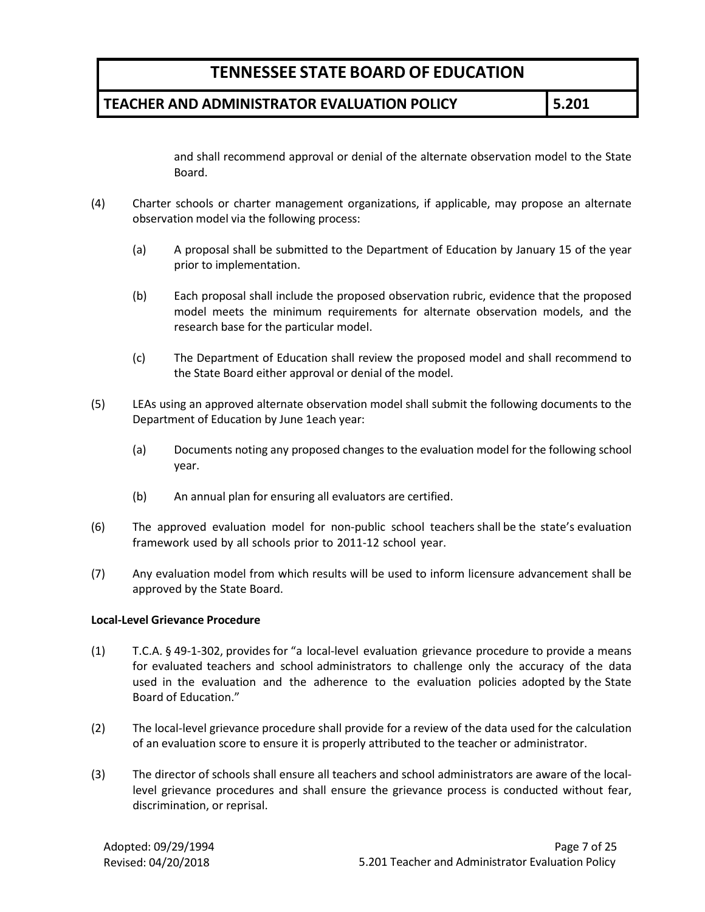and shall recommend approval or denial of the alternate observation model to the State Board.

(4) Charter schools or charter management organizations, if applicable, may propose an alternate observation model via the following process:

(a) A proposal shall be submitted to the Department of Education by January 15 of the year prior to implementation.

(b) Each proposal shall include the proposed observation rubric, evidence that the proposed model meets the minimum requirements for alternate observation models, and the research base for the particular model.

(c) The Department of Education shall review the proposed model and shall recommend to the State Board either approval or denial of the model.

(5) LEAs using an approved alternate observation model shall submit the following documents to the Department of Education by June 1each year:

(a) Documents noting any proposed changes to the evaluation model for the following school year.

(b) An annual plan for ensuring all evaluators are certified.

(6) The approved evaluation model for non-public school teachers shall be the state's evaluation framework used by all schools prior to 2011-12 school year.

(7) Any evaluation model from which results will be used to inform licensure advancement shall be approved by the State Board.

**Local-Level Grievance Procedure**

(1) T.C.A. § 49-1-302, provides for "a local-level evaluation grievance procedure to provide a means for evaluated teachers and school administrators to challenge only the accuracy of the data used in the evaluation and the adherence to the evaluation policies adopted by the State Board of Education."

(2) The local-level grievance procedure shall provide for a review of the data used for the calculation of an evaluation score to ensure it is properly attributed to the teacher or administrator.

(3) The director of schools shall ensure all teachers and school administrators are aware of the local-level grievance procedures and shall ensure the grievance process is conducted without fear, discrimination, or reprisal.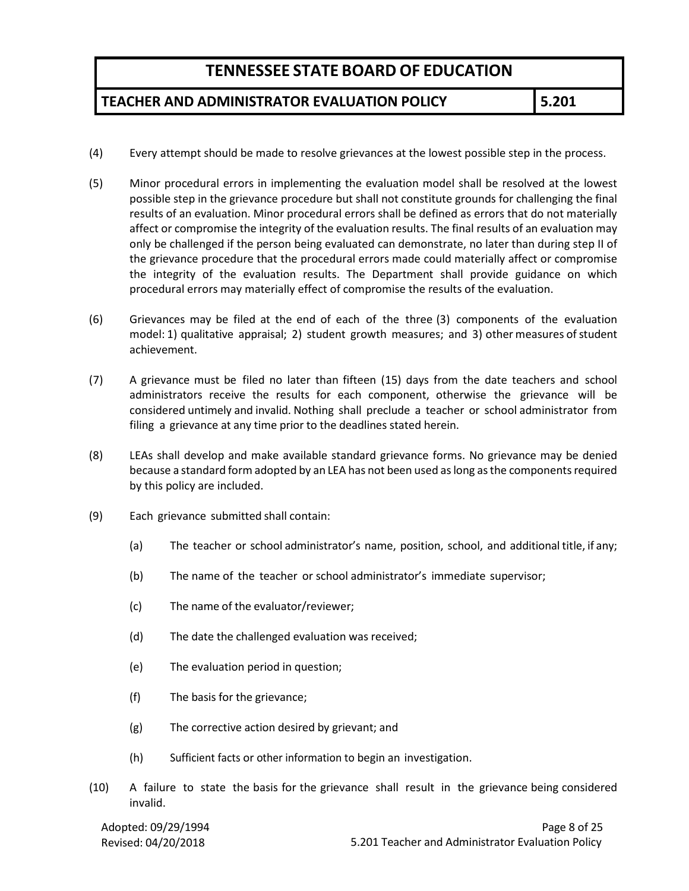(4) Every attempt should be made to resolve grievances at the lowest possible step in the process.

(5) Minor procedural errors in implementing the evaluation model shall be resolved at the lowest possible step in the grievance procedure but shall not constitute grounds for challenging the final results of an evaluation. Minor procedural errors shall be defined as errors that do not materially affect or compromise the integrity of the evaluation results. The final results of an evaluation may only be challenged if the person being evaluated can demonstrate, no later than during step II of the grievance procedure that the procedural errors made could materially affect or compromise the integrity of the evaluation results. The Department shall provide guidance on which procedural errors may materially effect of compromise the results of the evaluation.

(6) Grievances may be filed at the end of each of the three (3) components of the evaluation model: 1) qualitative appraisal; 2) student growth measures; and 3) other measures of student achievement.

(7) A grievance must be filed no later than fifteen (15) days from the date teachers and school administrators receive the results for each component, otherwise the grievance will be considered untimely and invalid. Nothing shall preclude a teacher or school administrator from filing a grievance at any time prior to the deadlines stated herein.

(8) LEAs shall develop and make available standard grievance forms. No grievance may be denied because a standard form adopted by an LEA has not been used as long as the components required by this policy are included.

(9) Each grievance submitted shall contain:

   (a) The teacher or school administrator's name, position, school, and additional title, if any;

   (b) The name of the teacher or school administrator's immediate supervisor;

   (c) The name of the evaluator/reviewer;

   (d) The date the challenged evaluation was received;

   (e) The evaluation period in question;

   (f) The basis for the grievance;

   (g) The corrective action desired by grievant; and

   (h) Sufficient facts or other information to begin an investigation.

(10) A failure to state the basis for the grievance shall result in the grievance being considered invalid.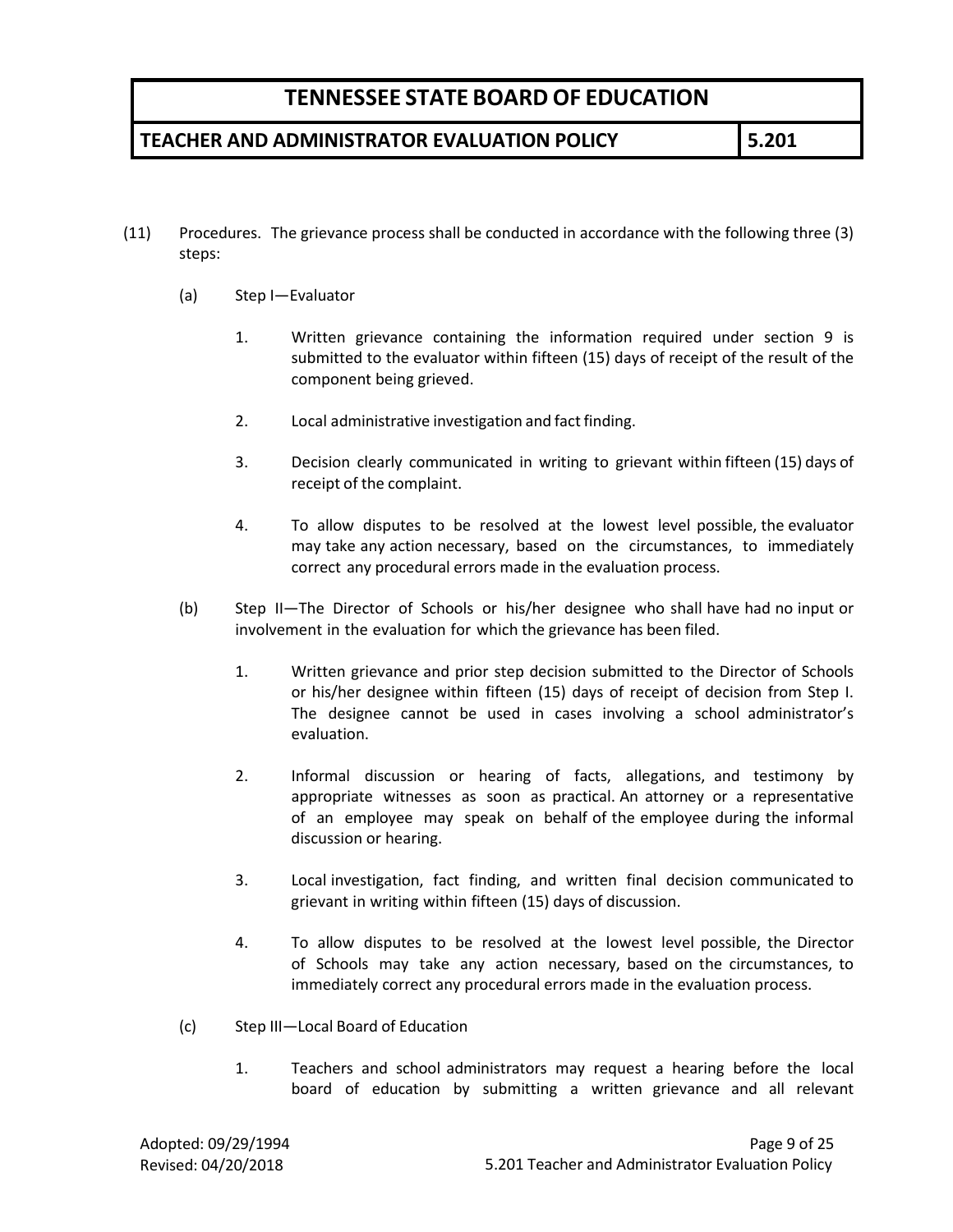(11) Procedures. The grievance process shall be conducted in accordance with the following three (3) steps:

(a) Step I—Evaluator

1. Written grievance containing the information required under section 9 is submitted to the evaluator within fifteen (15) days of receipt of the result of the component being grieved.

2. Local administrative investigation and fact finding.

3. Decision clearly communicated in writing to grievant within fifteen (15) days of receipt of the complaint.

4. To allow disputes to be resolved at the lowest level possible, the evaluator may take any action necessary, based on the circumstances, to immediately correct any procedural errors made in the evaluation process.

(b) Step II—The Director of Schools or his/her designee who shall have had no input or involvement in the evaluation for which the grievance has been filed.

1. Written grievance and prior step decision submitted to the Director of Schools or his/her designee within fifteen (15) days of receipt of decision from Step I. The designee cannot be used in cases involving a school administrator's evaluation.

2. Informal discussion or hearing of facts, allegations, and testimony by appropriate witnesses as soon as practical. An attorney or a representative of an employee may speak on behalf of the employee during the informal discussion or hearing.

3. Local investigation, fact finding, and written final decision communicated to grievant in writing within fifteen (15) days of discussion.

4. To allow disputes to be resolved at the lowest level possible, the Director of Schools may take any action necessary, based on the circumstances, to immediately correct any procedural errors made in the evaluation process.

(c) Step III—Local Board of Education

1. Teachers and school administrators may request a hearing before the local board of education by submitting a written grievance and all relevant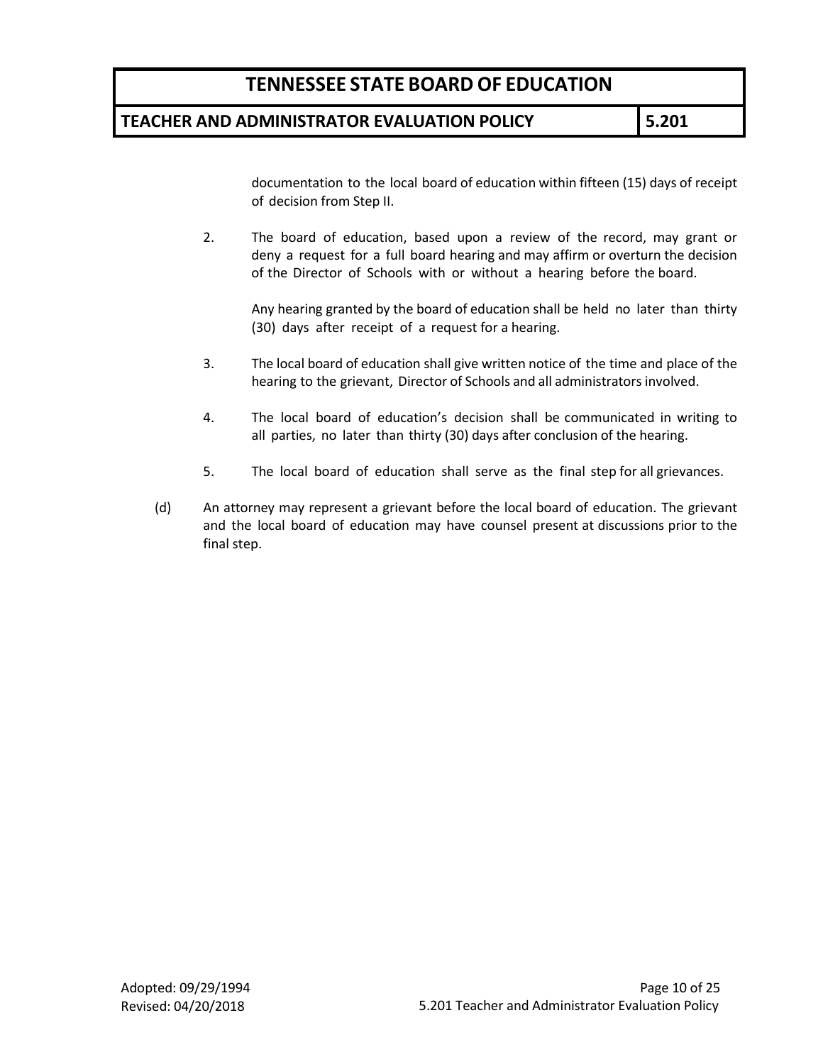documentation to the local board of education within fifteen (15) days of receipt of decision from Step II.

2. The board of education, based upon a review of the record, may grant or deny a request for a full board hearing and may affirm or overturn the decision of the Director of Schools with or without a hearing before the board.

   Any hearing granted by the board of education shall be held no later than thirty (30) days after receipt of a request for a hearing.

3. The local board of education shall give written notice of the time and place of the hearing to the grievant, Director of Schools and all administrators involved.

4. The local board of education's decision shall be communicated in writing to all parties, no later than thirty (30) days after conclusion of the hearing.

5. The local board of education shall serve as the final step for all grievances.

(d) An attorney may represent a grievant before the local board of education. The grievant and the local board of education may have counsel present at discussions prior to the final step.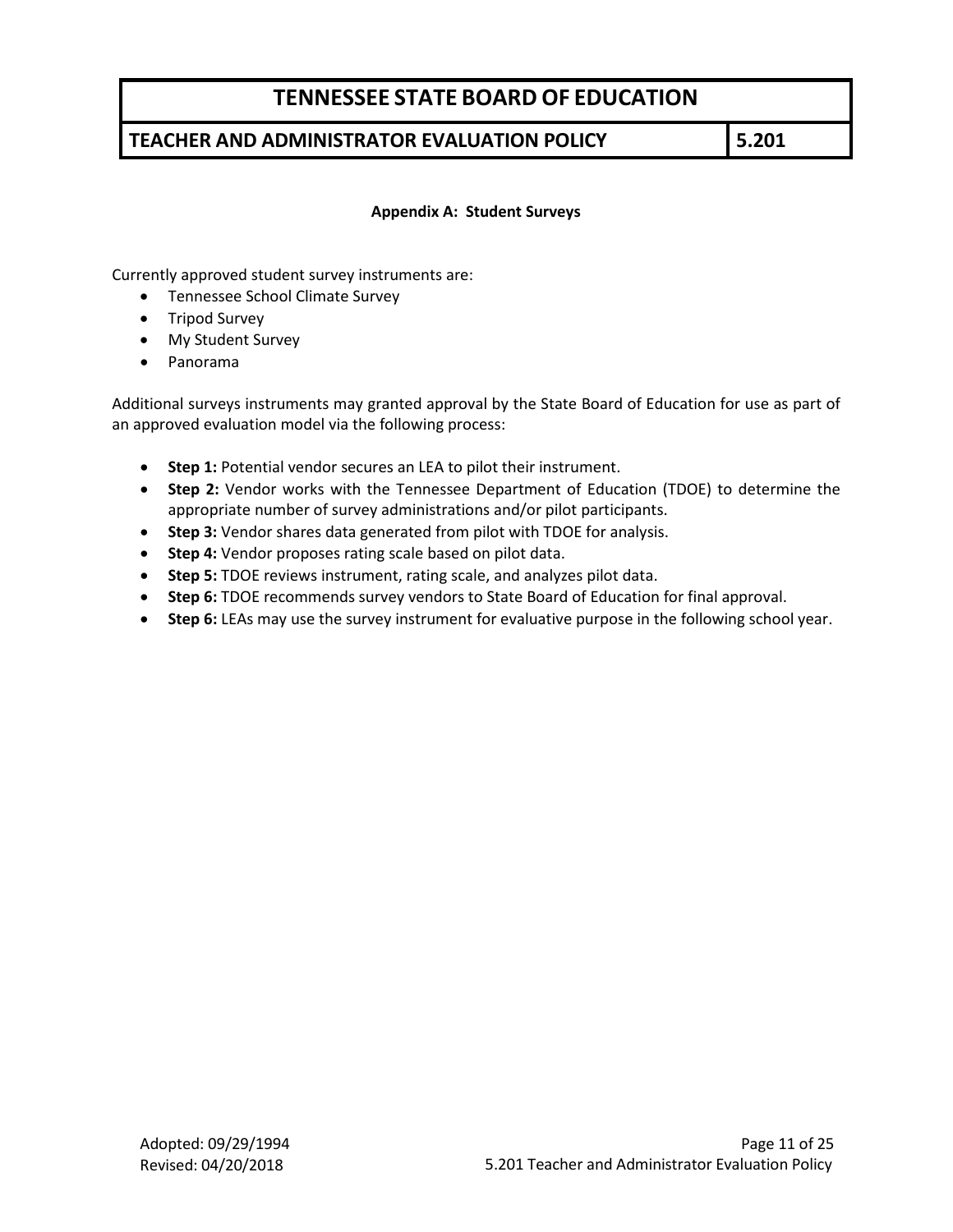# TENNESSEE STATE BOARD OF EDUCATION

## TEACHER AND ADMINISTRATOR EVALUATION POLICY 5.201

### Appendix A: Student Surveys

Currently approved student survey instruments are:

- Tennessee School Climate Survey
- Tripod Survey
- My Student Survey
- Panorama

Additional surveys instruments may granted approval by the State Board of Education for use as part of an approved evaluation model via the following process:

- **Step 1:** Potential vendor secures an LEA to pilot their instrument.
- **Step 2:** Vendor works with the Tennessee Department of Education (TDOE) to determine the appropriate number of survey administrations and/or pilot participants.
- **Step 3:** Vendor shares data generated from pilot with TDOE for analysis.
- **Step 4:** Vendor proposes rating scale based on pilot data.
- **Step 5:** TDOE reviews instrument, rating scale, and analyzes pilot data.
- **Step 6:** TDOE recommends survey vendors to State Board of Education for final approval.
- **Step 6:** LEAs may use the survey instrument for evaluative purpose in the following school year.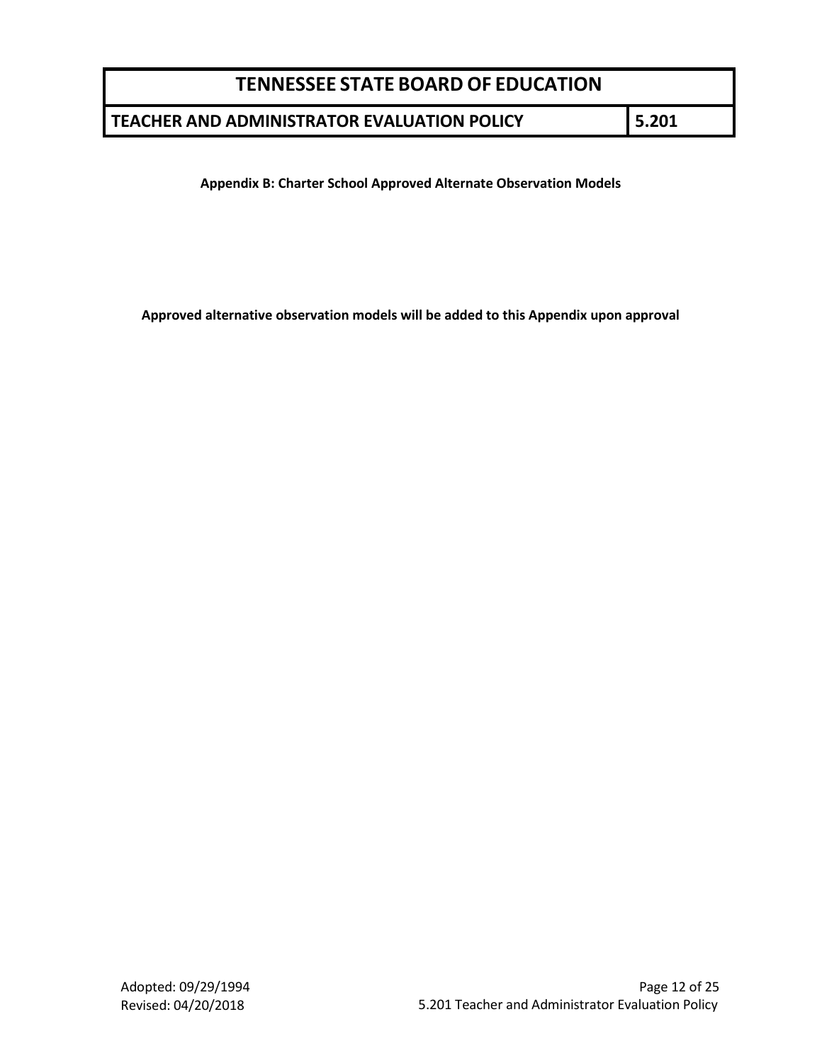**Appendix B: Charter School Approved Alternate Observation Models**

**Approved alternative observation models will be added to this Appendix upon approval**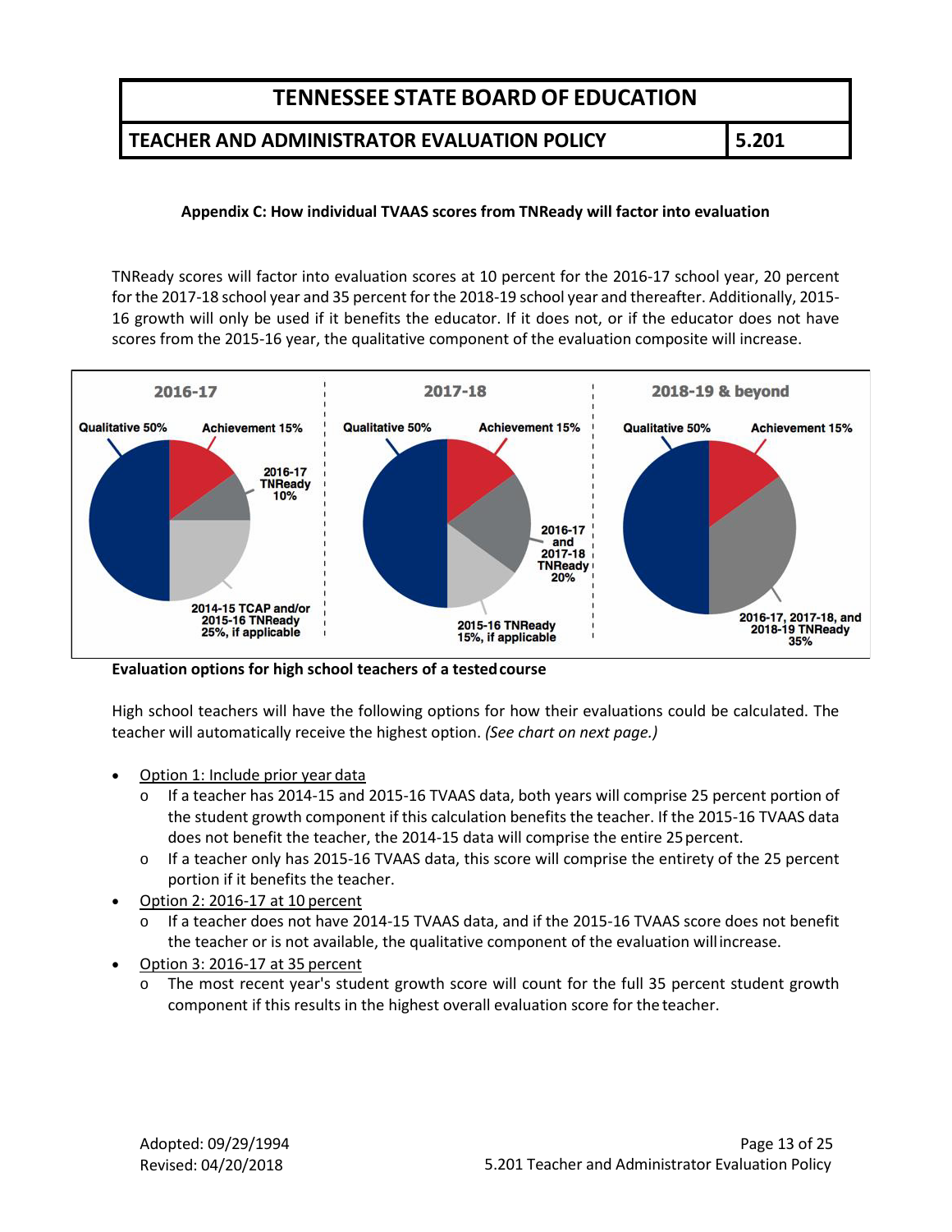**Appendix C: How individual TVAAS scores from TNReady will factor into evaluation**

TNReady scores will factor into evaluation scores at 10 percent for the 2016-17 school year, 20 percent for the 2017-18 school year and 35 percent for the 2018-19 school year and thereafter. Additionally, 2015-16 growth will only be used if it benefits the educator. If it does not, or if the educator does not have scores from the 2015-16 year, the qualitative component of the evaluation composite will increase.

**2016-17**

- Qualitative 50%
- Achievement 15%
- 2016-17 TNReady 10%
- 2014-15 TCAP and/or 2015-16 TNReady 25%, if applicable

**2017-18**

- Qualitative 50%
- Achievement 15%
- 2016-17 and 2017-18 TNReady 20%
- 2015-16 TNReady 15%, if applicable

**2018-19 & beyond**

- Qualitative 50%
- Achievement 15%
- 2016-17, 2017-18, and 2018-19 TNReady 35%

**Evaluation options for high school teachers of a tested course**

High school teachers will have the following options for how their evaluations could be calculated. The teacher will automatically receive the highest option. *(See chart on next page.)*

- Option 1: Include prior year data
    - o If a teacher has 2014-15 and 2015-16 TVAAS data, both years will comprise 25 percent portion of the student growth component if this calculation benefits the teacher. If the 2015-16 TVAAS data does not benefit the teacher, the 2014-15 data will comprise the entire 25 percent.
    - o If a teacher only has 2015-16 TVAAS data, this score will comprise the entirety of the 25 percent portion if it benefits the teacher.
- Option 2: 2016-17 at 10 percent
    - o If a teacher does not have 2014-15 TVAAS data, and if the 2015-16 TVAAS score does not benefit the teacher or is not available, the qualitative component of the evaluation will increase.
- Option 3: 2016-17 at 35 percent
    - o The most recent year's student growth score will count for the full 35 percent student growth component if this results in the highest overall evaluation score for the teacher.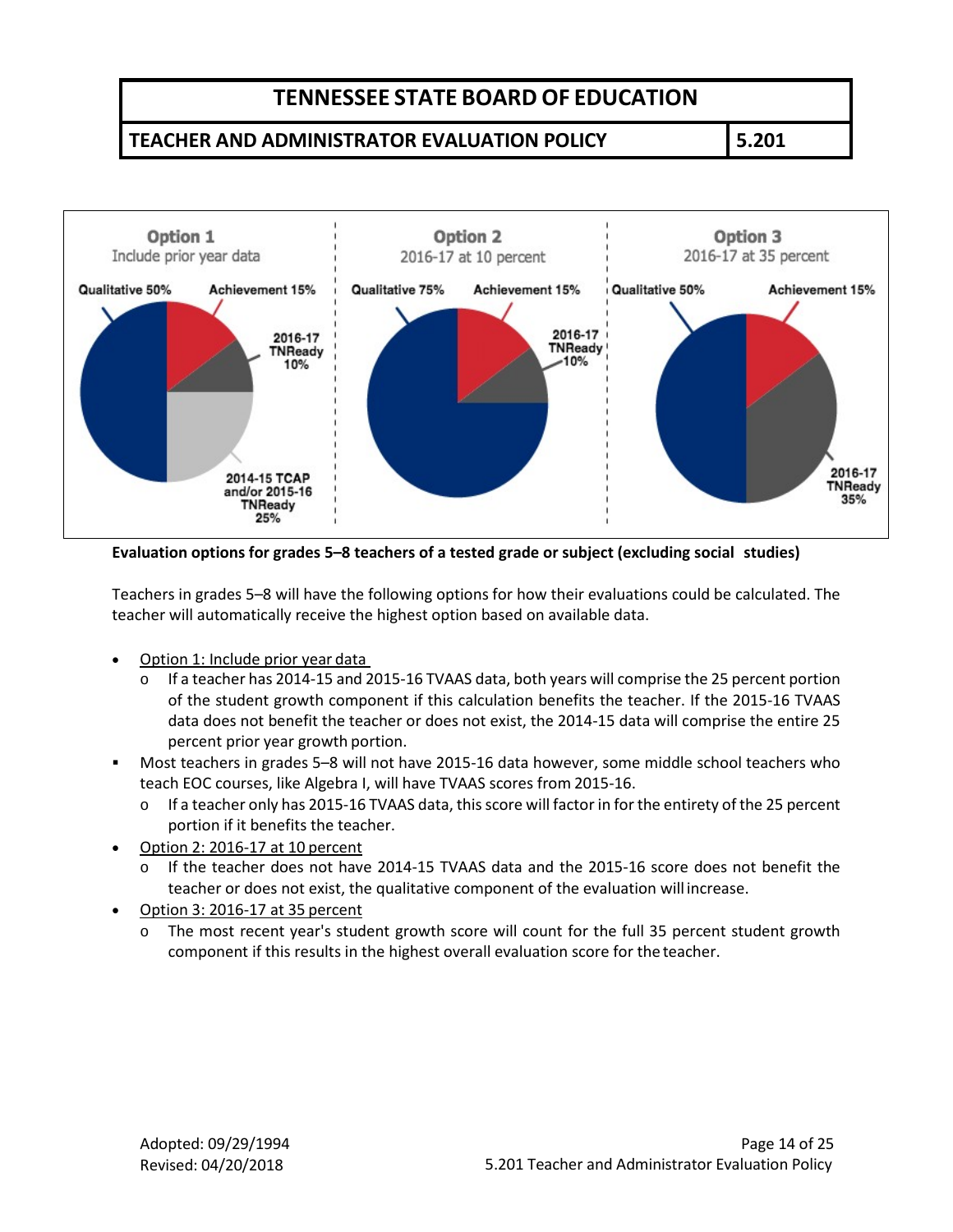| Option 1 | Option 2 | Option 3 |
|---|---|---|
| Include prior year data | 2016-17 at 10 percent | 2016-17 at 35 percent |
| Qualitative 50% | Qualitative 75% | Qualitative 50% |
| Achievement 15% | Achievement 15% | Achievement 15% |
| 2016-17 TNReady 10% | 2016-17 TNReady 10% | 2016-17 TNReady 35% |
| 2014-15 TCAP and/or 2015-16 TNReady 25% | | |

**Evaluation options for grades 5–8 teachers of a tested grade or subject (excluding social studies)**

Teachers in grades 5–8 will have the following options for how their evaluations could be calculated. The teacher will automatically receive the highest option based on available data.

- Option 1: Include prior year data
  - If a teacher has 2014-15 and 2015-16 TVAAS data, both years will comprise the 25 percent portion of the student growth component if this calculation benefits the teacher. If the 2015-16 TVAAS data does not benefit the teacher or does not exist, the 2014-15 data will comprise the entire 25 percent prior year growth portion.
- Most teachers in grades 5–8 will not have 2015-16 data however, some middle school teachers who teach EOC courses, like Algebra I, will have TVAAS scores from 2015-16.
  - If a teacher only has 2015-16 TVAAS data, this score will factor in for the entirety of the 25 percent portion if it benefits the teacher.
- Option 2: 2016-17 at 10 percent
  - If the teacher does not have 2014-15 TVAAS data and the 2015-16 score does not benefit the teacher or does not exist, the qualitative component of the evaluation will increase.
- Option 3: 2016-17 at 35 percent
  - The most recent year's student growth score will count for the full 35 percent student growth component if this results in the highest overall evaluation score for the teacher.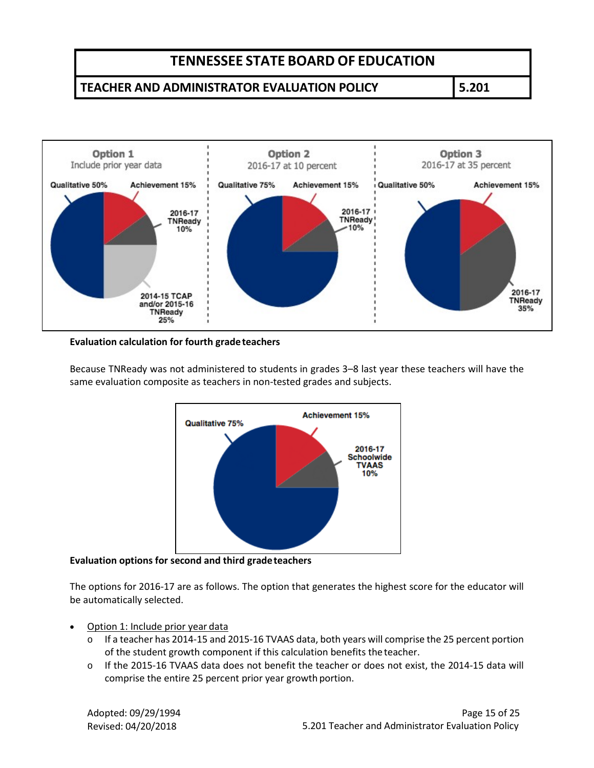Option 1
Include prior year data

Qualitative 50% | Achievement 15% | 2016-17 TNReady 10% | 2014-15 TCAP and/or 2015-16 TNReady 25%

Option 2
2016-17 at 10 percent

Qualitative 75% | Achievement 15% | 2016-17 TNReady 10%

Option 3
2016-17 at 35 percent

Qualitative 50% | Achievement 15% | 2016-17 TNReady 35%

**Evaluation calculation for fourth grade teachers**

Because TNReady was not administered to students in grades 3–8 last year these teachers will have the same evaluation composite as teachers in non-tested grades and subjects.

Qualitative 75% | Achievement 15% | 2016-17 Schoolwide TVAAS 10%

**Evaluation options for second and third grade teachers**

The options for 2016-17 are as follows. The option that generates the highest score for the educator will be automatically selected.

- Option 1: Include prior year data
  - If a teacher has 2014-15 and 2015-16 TVAAS data, both years will comprise the 25 percent portion of the student growth component if this calculation benefits the teacher.
  - If the 2015-16 TVAAS data does not benefit the teacher or does not exist, the 2014-15 data will comprise the entire 25 percent prior year growth portion.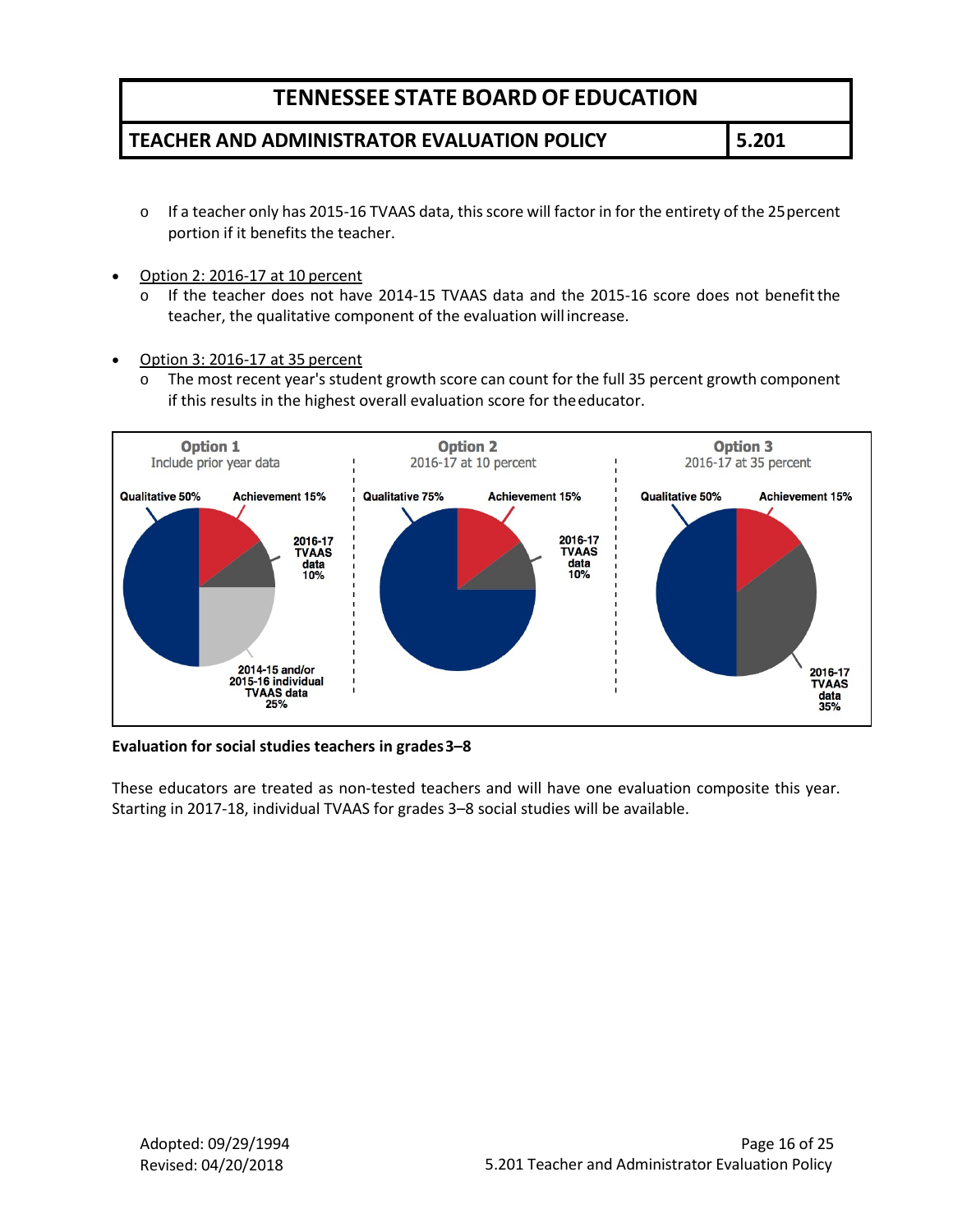- If a teacher only has 2015-16 TVAAS data, this score will factor in for the entirety of the 25 percent portion if it benefits the teacher.

- Option 2: 2016-17 at 10 percent
  - If the teacher does not have 2014-15 TVAAS data and the 2015-16 score does not benefit the teacher, the qualitative component of the evaluation will increase.

- Option 3: 2016-17 at 35 percent
  - The most recent year's student growth score can count for the full 35 percent growth component if this results in the highest overall evaluation score for the educator.

**Option 1** Include prior year data: Qualitative 50%; Achievement 15%; 2016-17 TVAAS data 10%; 2014-15 and/or 2015-16 individual TVAAS data 25%

**Option 2** 2016-17 at 10 percent: Qualitative 75%; Achievement 15%; 2016-17 TVAAS data 10%

**Option 3** 2016-17 at 35 percent: Qualitative 50%; Achievement 15%; 2016-17 TVAAS data 35%

**Evaluation for social studies teachers in grades 3–8**

These educators are treated as non-tested teachers and will have one evaluation composite this year. Starting in 2017-18, individual TVAAS for grades 3–8 social studies will be available.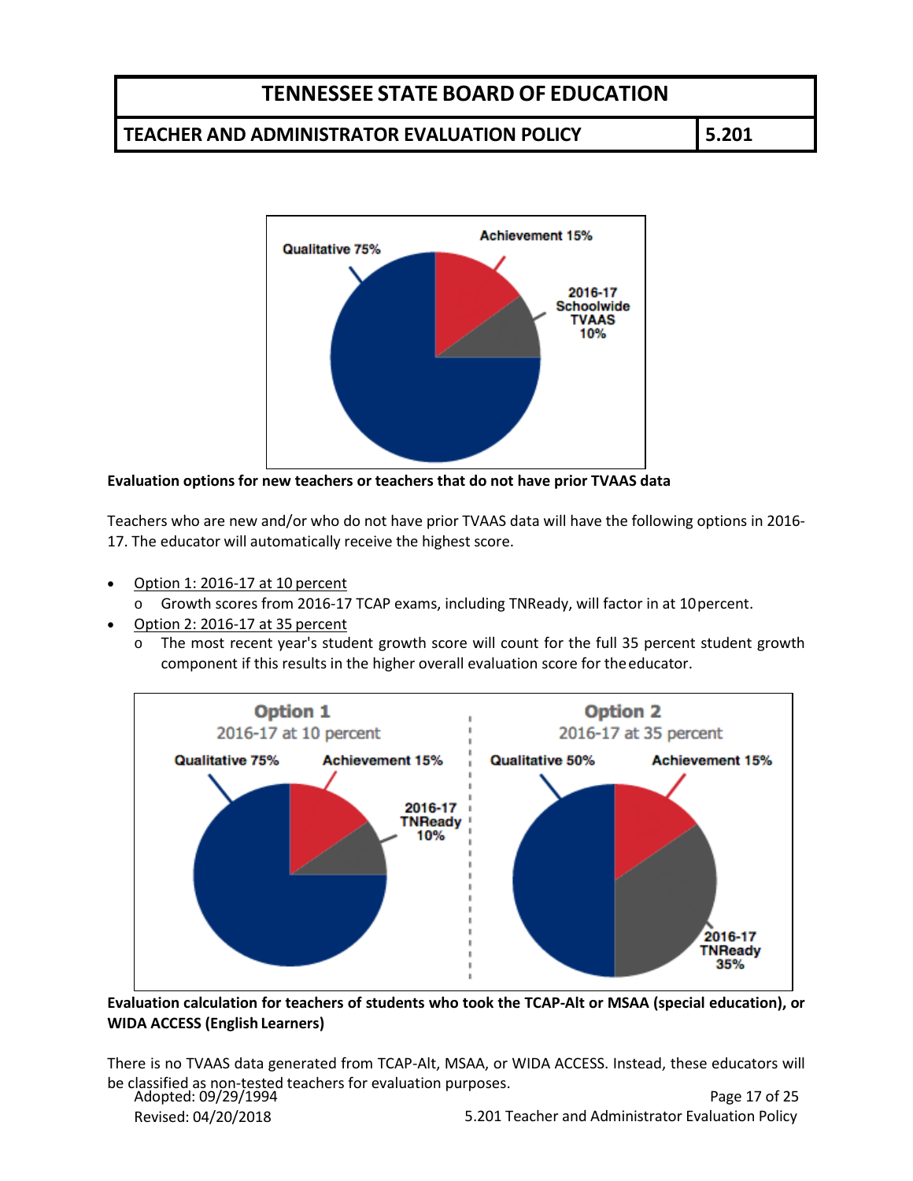**Evaluation options for new teachers or teachers that do not have prior TVAAS data**

Teachers who are new and/or who do not have prior TVAAS data will have the following options in 2016-17. The educator will automatically receive the highest score.

- Option 1: 2016-17 at 10 percent
  - Growth scores from 2016-17 TCAP exams, including TNReady, will factor in at 10 percent.
- Option 2: 2016-17 at 35 percent
  - The most recent year's student growth score will count for the full 35 percent student growth component if this results in the higher overall evaluation score for the educator.

**Evaluation calculation for teachers of students who took the TCAP-Alt or MSAA (special education), or WIDA ACCESS (English Learners)**

There is no TVAAS data generated from TCAP-Alt, MSAA, or WIDA ACCESS. Instead, these educators will be classified as non-tested teachers for evaluation purposes.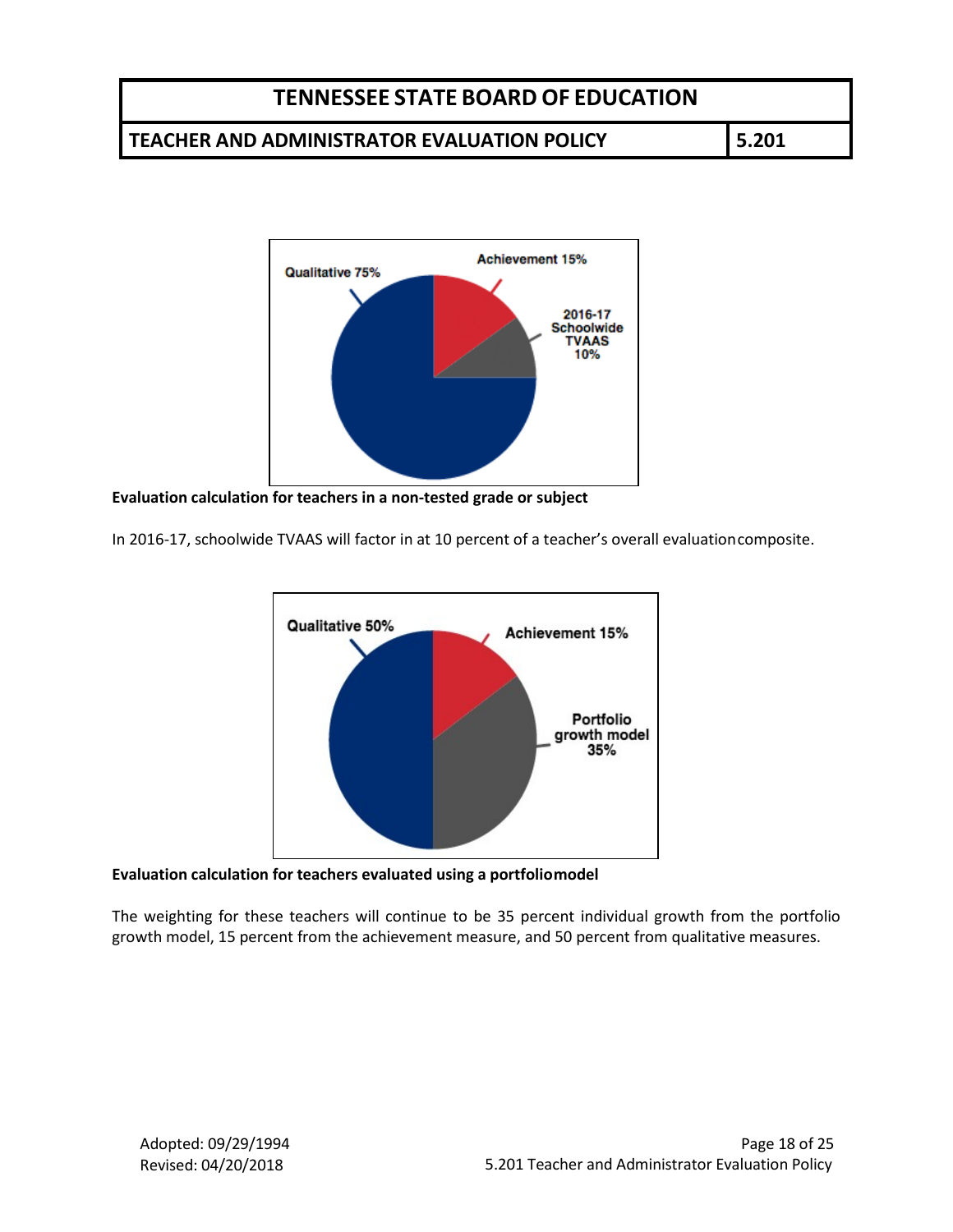**Evaluation calculation for teachers in a non-tested grade or subject**

In 2016-17, schoolwide TVAAS will factor in at 10 percent of a teacher's overall evaluation composite.

**Evaluation calculation for teachers evaluated using a portfolio model**

The weighting for these teachers will continue to be 35 percent individual growth from the portfolio growth model, 15 percent from the achievement measure, and 50 percent from qualitative measures.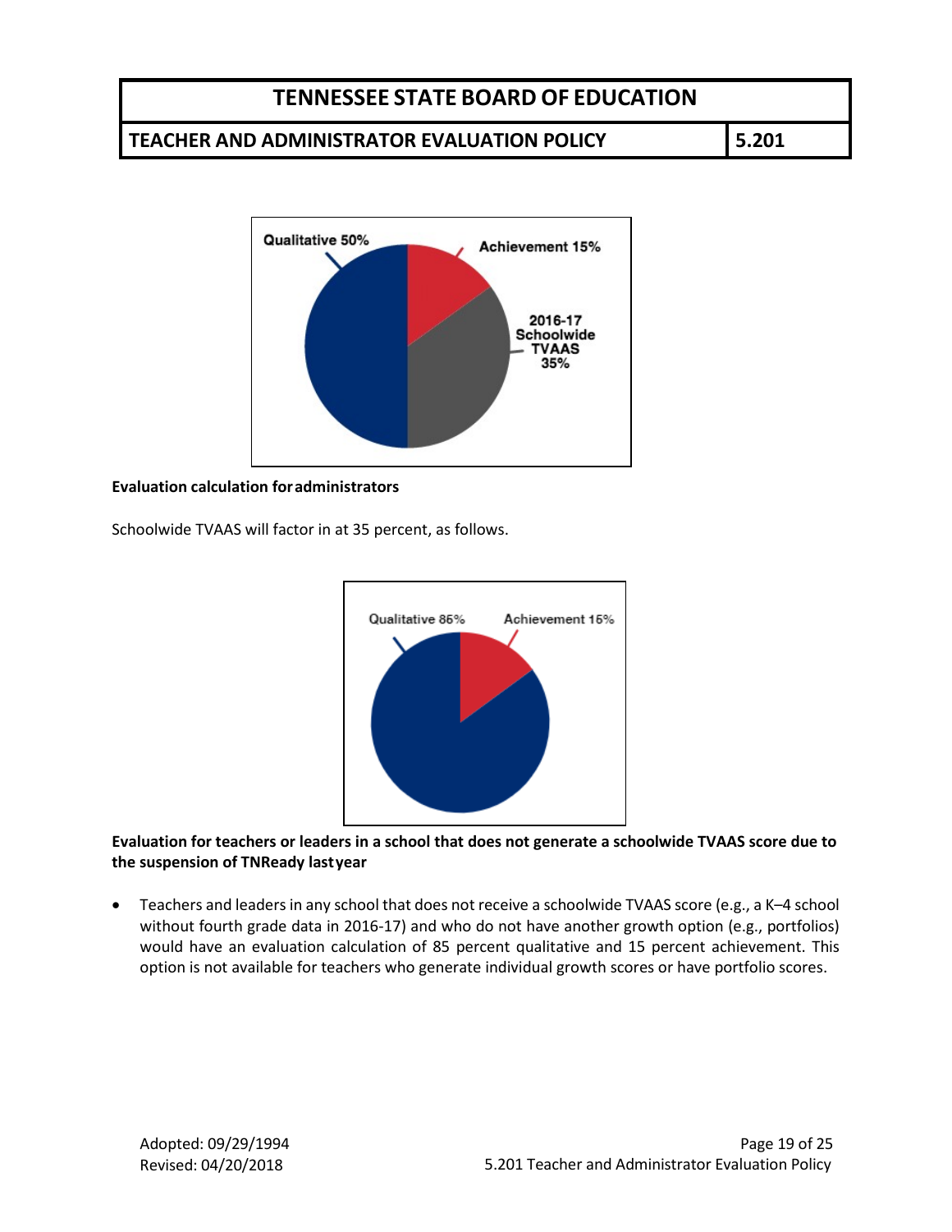Qualitative 50%

Achievement 15%

2016-17 Schoolwide TVAAS 35%

**Evaluation calculation for administrators**

Schoolwide TVAAS will factor in at 35 percent, as follows.

Qualitative 85%

Achievement 15%

**Evaluation for teachers or leaders in a school that does not generate a schoolwide TVAAS score due to the suspension of TNReady last year**

- Teachers and leaders in any school that does not receive a schoolwide TVAAS score (e.g., a K–4 school without fourth grade data in 2016-17) and who do not have another growth option (e.g., portfolios) would have an evaluation calculation of 85 percent qualitative and 15 percent achievement. This option is not available for teachers who generate individual growth scores or have portfolio scores.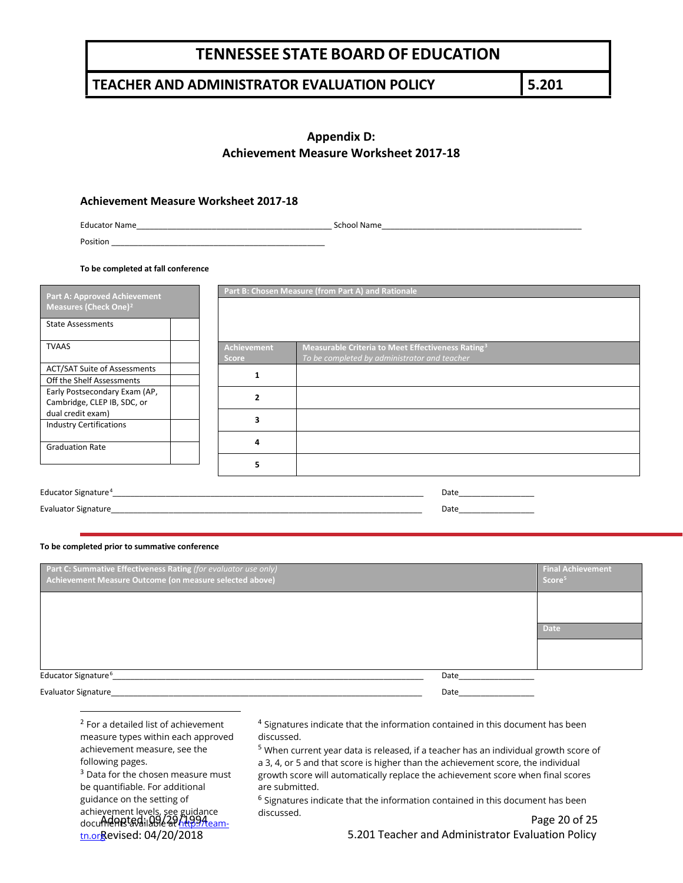# Appendix D:
# Achievement Measure Worksheet 2017-18

### Achievement Measure Worksheet 2017-18

Educator Name___________________________________________ School Name_____________________________________________

Position ________________________________________________

**To be completed at fall conference**

| Part A: Approved Achievement Measures (Check One)[2] | |
|---|---|
| State Assessments | |
| TVAAS | |
| ACT/SAT Suite of Assessments | |
| Off the Shelf Assessments | |
| Early Postsecondary Exam (AP, Cambridge, CLEP IB, SDC, or dual credit exam) | |
| Industry Certifications | |
| Graduation Rate | |

| Part B: Chosen Measure (from Part A) and Rationale | |
|---|---|
| | |
| **Achievement Score** | **Measurable Criteria to Meet Effectiveness Rating[3]** *To be completed by administrator and teacher* |
| 1 | |
| 2 | |
| 3 | |
| 4 | |
| 5 | |

Educator Signature[4]_____________________________________________________________________ Date_________________

Evaluator Signature______________________________________________________________________ Date_________________

**To be completed prior to summative conference**

| Part C: Summative Effectiveness Rating *(for evaluator use only)* Achievement Measure Outcome (on measure selected above) | Final Achievement Score[5] |
|---|---|
| | |
| | **Date** |
| | |

Educator Signature[6]_____________________________________________________________________ Date_________________

Evaluator Signature______________________________________________________________________ Date_________________

---

[2] For a detailed list of achievement measure types within each approved achievement measure, see the following pages.

[3] Data for the chosen measure must be quantifiable. For additional guidance on the setting of achievement levels, see guidance documents available at http://team-tn.org

[4] Signatures indicate that the information contained in this document has been discussed.

[5] When current year data is released, if a teacher has an individual growth score of a 3, 4, or 5 and that score is higher than the achievement score, the individual growth score will automatically replace the achievement score when final scores are submitted.

[6] Signatures indicate that the information contained in this document has been discussed.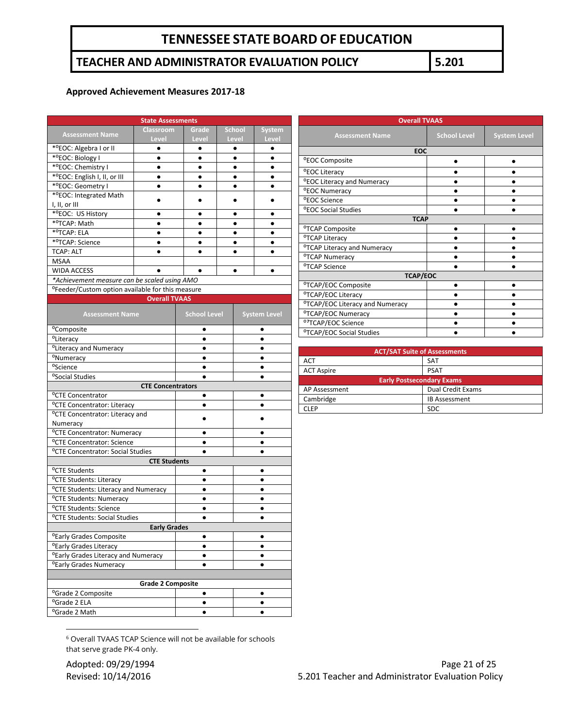### Approved Achievement Measures 2017-18

| State Assessments | | | | |
|---|---|---|---|---|
| **Assessment Name** | **Classroom Level** | **Grade Level** | **School Level** | **System Level** |
| *°EOC: Algebra I or II | ● | ● | ● | ● |
| *°EOC: Biology I | ● | ● | ● | ● |
| *°EOC: Chemistry I | ● | ● | ● | ● |
| *°EOC: English I, II, or III | ● | ● | ● | ● |
| *°EOC: Geometry I | ● | ● | ● | ● |
| *°EOC: Integrated Math I, II, or III | ● | ● | ● | ● |
| *°EOC: US History | ● | ● | ● | ● |
| *°TCAP: Math | ● | ● | ● | ● |
| *°TCAP: ELA | ● | ● | ● | ● |
| *°TCAP: Science | ● | ● | ● | ● |
| TCAP: ALT | ● | ● | ● | ● |
| MSAA | | | | |
| WIDA ACCESS | ● | ● | ● | ● |

*\*Achievement measure can be scaled using AMO*

°Feeder/Custom option available for this measure

| Overall TVAAS | | |
|---|---|---|
| **Assessment Name** | **School Level** | **System Level** |
| °Composite | ● | ● |
| °Literacy | ● | ● |
| °Literacy and Numeracy | ● | ● |
| °Numeracy | ● | ● |
| °Science | ● | ● |
| °Social Studies | ● | ● |
| **CTE Concentrators** | | |
| °CTE Concentrator | ● | ● |
| °CTE Concentrator: Literacy | ● | ● |
| °CTE Concentrator: Literacy and Numeracy | ● | ● |
| °CTE Concentrator: Numeracy | ● | ● |
| °CTE Concentrator: Science | ● | ● |
| °CTE Concentrator: Social Studies | ● | ● |
| **CTE Students** | | |
| °CTE Students | ● | ● |
| °CTE Students: Literacy | ● | ● |
| °CTE Students: Literacy and Numeracy | ● | ● |
| °CTE Students: Numeracy | ● | ● |
| °CTE Students: Science | ● | ● |
| °CTE Students: Social Studies | ● | ● |
| **Early Grades** | | |
| °Early Grades Composite | ● | ● |
| °Early Grades Literacy | ● | ● |
| °Early Grades Literacy and Numeracy | ● | ● |
| °Early Grades Numeracy | ● | ● |
| | | |
| **Grade 2 Composite** | | |
| °Grade 2 Composite | ● | ● |
| °Grade 2 ELA | ● | ● |
| °Grade 2 Math | ● | ● |

| Overall TVAAS | | |
|---|---|---|
| **Assessment Name** | **School Level** | **System Level** |
| **EOC** | | |
| °EOC Composite | ● | ● |
| °EOC Literacy | ● | ● |
| °EOC Literacy and Numeracy | ● | ● |
| °EOC Numeracy | ● | ● |
| °EOC Science | ● | ● |
| °EOC Social Studies | ● | ● |
| **TCAP** | | |
| °TCAP Composite | ● | ● |
| °TCAP Literacy | ● | ● |
| °TCAP Literacy and Numeracy | ● | ● |
| °TCAP Numeracy | ● | ● |
| °TCAP Science | ● | ● |
| **TCAP/EOC** | | |
| °TCAP/EOC Composite | ● | ● |
| °TCAP/EOC Literacy | ● | ● |
| °TCAP/EOC Literacy and Numeracy | ● | ● |
| °TCAP/EOC Numeracy | ● | ● |
| °[6]TCAP/EOC Science | ● | ● |
| °TCAP/EOC Social Studies | ● | ● |

| ACT/SAT Suite of Assessments | |
|---|---|
| ACT | SAT |
| ACT Aspire | PSAT |
| **Early Postsecondary Exams** | |
| AP Assessment | Dual Credit Exams |
| Cambridge | IB Assessment |
| CLEP | SDC |

[6] Overall TVAAS TCAP Science will not be available for schools that serve grade PK-4 only.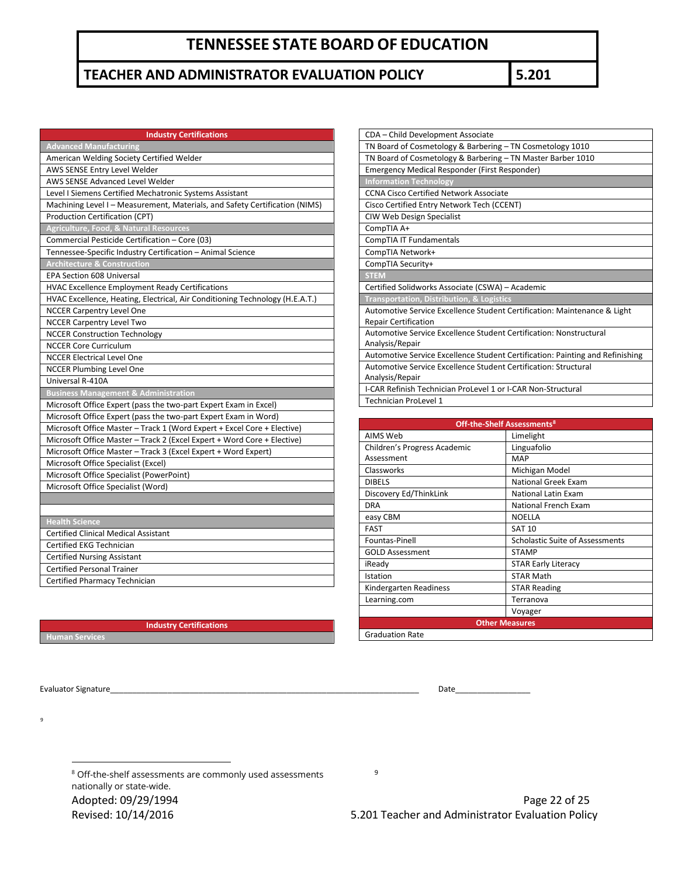| Industry Certifications |
|---|
| **Advanced Manufacturing** |
| American Welding Society Certified Welder |
| AWS SENSE Entry Level Welder |
| AWS SENSE Advanced Level Welder |
| Level I Siemens Certified Mechatronic Systems Assistant |
| Machining Level I – Measurement, Materials, and Safety Certification (NIMS) |
| Production Certification (CPT) |
| **Agriculture, Food, & Natural Resources** |
| Commercial Pesticide Certification – Core (03) |
| Tennessee-Specific Industry Certification – Animal Science |
| **Architecture & Construction** |
| EPA Section 608 Universal |
| HVAC Excellence Employment Ready Certifications |
| HVAC Excellence, Heating, Electrical, Air Conditioning Technology (H.E.A.T.) |
| NCCER Carpentry Level One |
| NCCER Carpentry Level Two |
| NCCER Construction Technology |
| NCCER Core Curriculum |
| NCCER Electrical Level One |
| NCCER Plumbing Level One |
| Universal R-410A |
| **Business Management & Administration** |
| Microsoft Office Expert (pass the two-part Expert Exam in Excel) |
| Microsoft Office Expert (pass the two-part Expert Exam in Word) |
| Microsoft Office Master – Track 1 (Word Expert + Excel Core + Elective) |
| Microsoft Office Master – Track 2 (Excel Expert + Word Core + Elective) |
| Microsoft Office Master – Track 3 (Excel Expert + Word Expert) |
| Microsoft Office Specialist (Excel) |
| Microsoft Office Specialist (PowerPoint) |
| Microsoft Office Specialist (Word) |
| |
| |
| **Health Science** |
| Certified Clinical Medical Assistant |
| Certified EKG Technician |
| Certified Nursing Assistant |
| Certified Personal Trainer |
| Certified Pharmacy Technician |

| Industry Certifications |
|---|
| **Human Services** |
| CDA – Child Development Associate |
| TN Board of Cosmetology & Barbering – TN Cosmetology 1010 |
| TN Board of Cosmetology & Barbering – TN Master Barber 1010 |
| Emergency Medical Responder (First Responder) |
| **Information Technology** |
| CCNA Cisco Certified Network Associate |
| Cisco Certified Entry Network Tech (CCENT) |
| CIW Web Design Specialist |
| CompTIA A+ |
| CompTIA IT Fundamentals |
| CompTIA Network+ |
| CompTIA Security+ |
| **STEM** |
| Certified Solidworks Associate (CSWA) – Academic |
| **Transportation, Distribution, & Logistics** |
| Automotive Service Excellence Student Certification: Maintenance & Light Repair Certification |
| Automotive Service Excellence Student Certification: Nonstructural Analysis/Repair |
| Automotive Service Excellence Student Certification: Painting and Refinishing |
| Automotive Service Excellence Student Certification: Structural Analysis/Repair |
| I-CAR Refinish Technician ProLevel 1 or I-CAR Non-Structural |
| Technician ProLevel 1 |

| Off-the-Shelf Assessments[8] | |
|---|---|
| AIMS Web | Limelight |
| Children's Progress Academic Assessment | Linguafolio |
| | MAP |
| Classworks | Michigan Model |
| DIBELS | National Greek Exam |
| Discovery Ed/ThinkLink | National Latin Exam |
| DRA | National French Exam |
| easy CBM | NOELLA |
| FAST | SAT 10 |
| Fountas-Pinell | Scholastic Suite of Assessments |
| GOLD Assessment | STAMP |
| iReady | STAR Early Literacy |
| Istation | STAR Math |
| Kindergarten Readiness | STAR Reading |
| Learning.com | Terranova |
| | Voyager |
| **Other Measures** | |
| Graduation Rate | |

Evaluator Signature________________________________________ Date_________________

[8] Off-the-shelf assessments are commonly used assessments nationally or state-wide.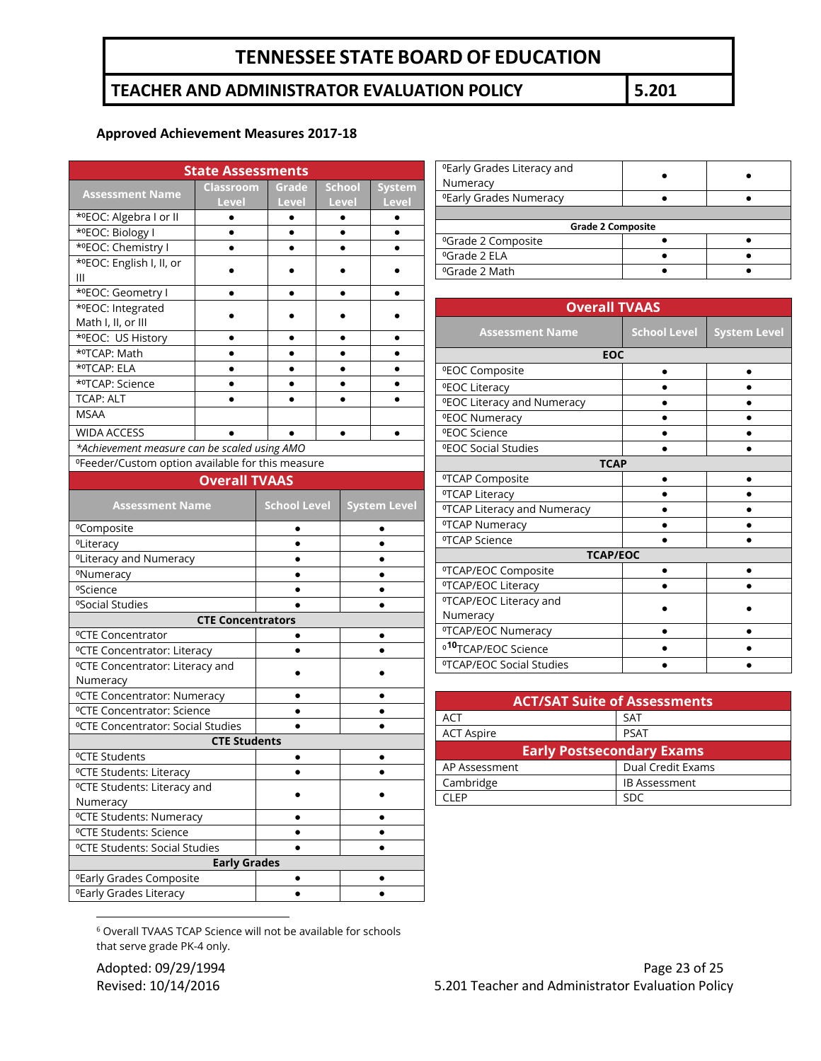**Approved Achievement Measures 2017-18**

| State Assessments | | | | |
|---|---|---|---|---|
| Assessment Name | Classroom Level | Grade Level | School Level | System Level |
| *[0]EOC: Algebra I or II | • | • | • | • |
| *[0]EOC: Biology I | • | • | • | • |
| *[0]EOC: Chemistry I | • | • | • | • |
| *[0]EOC: English I, II, or III | • | • | • | • |
| *[0]EOC: Geometry I | • | • | • | • |
| *[0]EOC: Integrated Math I, II, or III | • | • | • | • |
| *[0]EOC: US History | • | • | • | • |
| *[0]TCAP: Math | • | • | • | • |
| *[0]TCAP: ELA | • | • | • | • |
| *[0]TCAP: Science | • | • | • | • |
| TCAP: ALT | • | • | • | • |
| MSAA | | | | |
| WIDA ACCESS | • | • | • | • |

*\*Achievement measure can be scaled using AMO*

[0]Feeder/Custom option available for this measure

| Overall TVAAS | | |
|---|---|---|
| Assessment Name | School Level | System Level |
| [0]Composite | • | • |
| [0]Literacy | • | • |
| [0]Literacy and Numeracy | • | • |
| [0]Numeracy | • | • |
| [0]Science | • | • |
| [0]Social Studies | • | • |
| **CTE Concentrators** | | |
| [0]CTE Concentrator | • | • |
| [0]CTE Concentrator: Literacy | • | • |
| [0]CTE Concentrator: Literacy and Numeracy | • | • |
| [0]CTE Concentrator: Numeracy | • | • |
| [0]CTE Concentrator: Science | • | • |
| [0]CTE Concentrator: Social Studies | • | • |
| **CTE Students** | | |
| [0]CTE Students | • | • |
| [0]CTE Students: Literacy | • | • |
| [0]CTE Students: Literacy and Numeracy | • | • |
| [0]CTE Students: Numeracy | • | • |
| [0]CTE Students: Science | • | • |
| [0]CTE Students: Social Studies | • | • |
| **Early Grades** | | |
| [0]Early Grades Composite | • | • |
| [0]Early Grades Literacy | • | • |
| [0]Early Grades Literacy and Numeracy | • | • |
| [0]Early Grades Numeracy | • | • |
| **Grade 2 Composite** | | |
| [0]Grade 2 Composite | • | • |
| [0]Grade 2 ELA | • | • |
| [0]Grade 2 Math | • | • |

| Overall TVAAS | | |
|---|---|---|
| Assessment Name | School Level | System Level |
| **EOC** | | |
| [0]EOC Composite | • | • |
| [0]EOC Literacy | • | • |
| [0]EOC Literacy and Numeracy | • | • |
| [0]EOC Numeracy | • | • |
| [0]EOC Science | • | • |
| [0]EOC Social Studies | • | • |
| **TCAP** | | |
| [0]TCAP Composite | • | • |
| [0]TCAP Literacy | • | • |
| [0]TCAP Literacy and Numeracy | • | • |
| [0]TCAP Numeracy | • | • |
| [0]TCAP Science | • | • |
| **TCAP/EOC** | | |
| [0]TCAP/EOC Composite | • | • |
| [0]TCAP/EOC Literacy | • | • |
| [0]TCAP/EOC Literacy and Numeracy | • | • |
| [0]TCAP/EOC Numeracy | • | • |
| [0][10]TCAP/EOC Science | • | • |
| [0]TCAP/EOC Social Studies | • | • |

| ACT/SAT Suite of Assessments | |
|---|---|
| ACT | SAT |
| ACT Aspire | PSAT |
| **Early Postsecondary Exams** | |
| AP Assessment | Dual Credit Exams |
| Cambridge | IB Assessment |
| CLEP | SDC |

[6] Overall TVAAS TCAP Science will not be available for schools that serve grade PK-4 only.

Adopted: 09/29/1994
Revised: 10/14/2016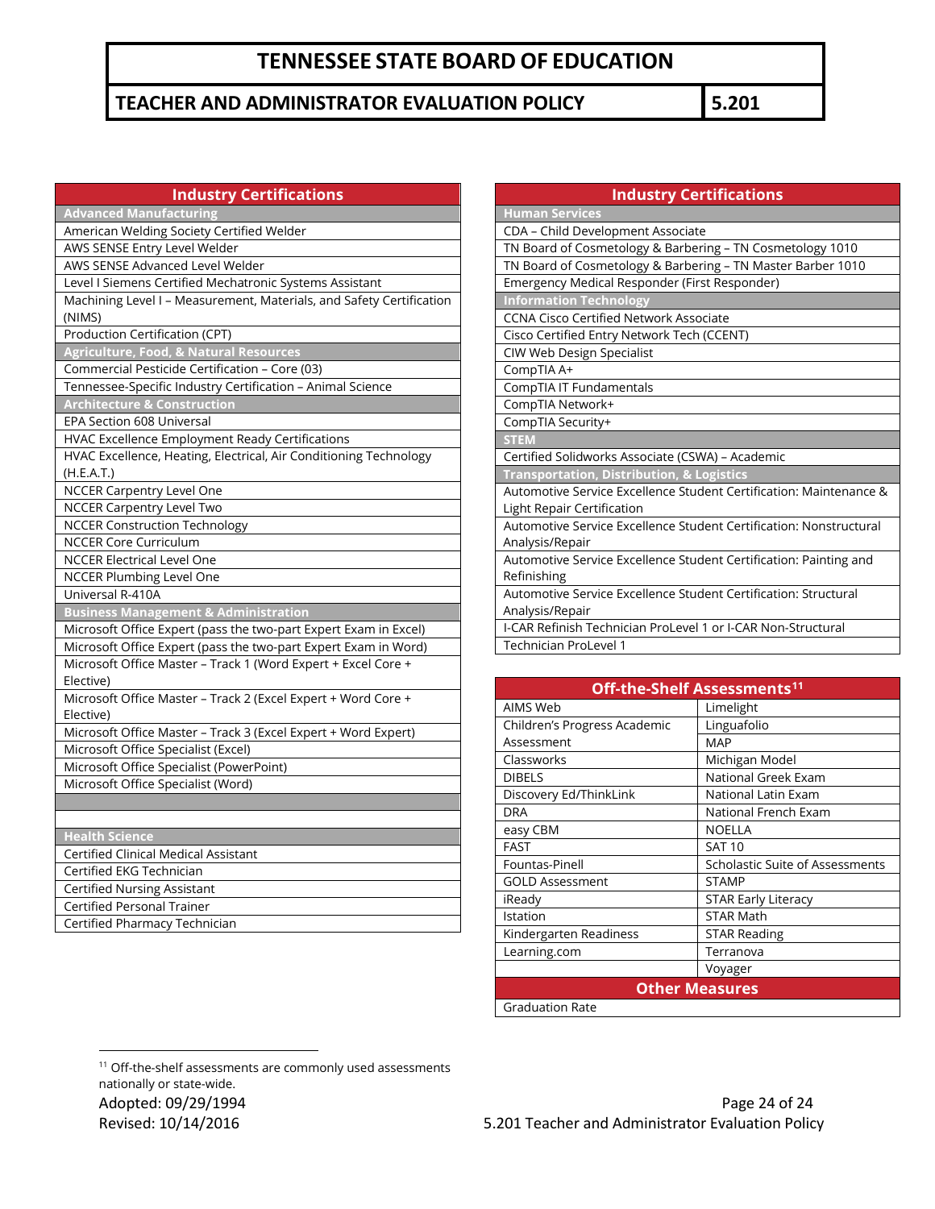| Industry Certifications |
|---|
| **Advanced Manufacturing** |
| American Welding Society Certified Welder |
| AWS SENSE Entry Level Welder |
| AWS SENSE Advanced Level Welder |
| Level I Siemens Certified Mechatronic Systems Assistant |
| Machining Level I – Measurement, Materials, and Safety Certification (NIMS) |
| Production Certification (CPT) |
| **Agriculture, Food, & Natural Resources** |
| Commercial Pesticide Certification – Core (03) |
| Tennessee-Specific Industry Certification – Animal Science |
| **Architecture & Construction** |
| EPA Section 608 Universal |
| HVAC Excellence Employment Ready Certifications |
| HVAC Excellence, Heating, Electrical, Air Conditioning Technology (H.E.A.T.) |
| NCCER Carpentry Level One |
| NCCER Carpentry Level Two |
| NCCER Construction Technology |
| NCCER Core Curriculum |
| NCCER Electrical Level One |
| NCCER Plumbing Level One |
| Universal R-410A |
| **Business Management & Administration** |
| Microsoft Office Expert (pass the two-part Expert Exam in Excel) |
| Microsoft Office Expert (pass the two-part Expert Exam in Word) |
| Microsoft Office Master – Track 1 (Word Expert + Excel Core + Elective) |
| Microsoft Office Master – Track 2 (Excel Expert + Word Core + Elective) |
| Microsoft Office Master – Track 3 (Excel Expert + Word Expert) |
| Microsoft Office Specialist (Excel) |
| Microsoft Office Specialist (PowerPoint) |
| Microsoft Office Specialist (Word) |
| |
| |
| **Health Science** |
| Certified Clinical Medical Assistant |
| Certified EKG Technician |
| Certified Nursing Assistant |
| Certified Personal Trainer |
| Certified Pharmacy Technician |

| Industry Certifications |
|---|
| **Human Services** |
| CDA – Child Development Associate |
| TN Board of Cosmetology & Barbering – TN Cosmetology 1010 |
| TN Board of Cosmetology & Barbering – TN Master Barber 1010 |
| Emergency Medical Responder (First Responder) |
| **Information Technology** |
| CCNA Cisco Certified Network Associate |
| Cisco Certified Entry Network Tech (CCENT) |
| CIW Web Design Specialist |
| CompTIA A+ |
| CompTIA IT Fundamentals |
| CompTIA Network+ |
| CompTIA Security+ |
| **STEM** |
| Certified Solidworks Associate (CSWA) – Academic |
| **Transportation, Distribution, & Logistics** |
| Automotive Service Excellence Student Certification: Maintenance & Light Repair Certification |
| Automotive Service Excellence Student Certification: Nonstructural Analysis/Repair |
| Automotive Service Excellence Student Certification: Painting and Refinishing |
| Automotive Service Excellence Student Certification: Structural Analysis/Repair |
| I-CAR Refinish Technician ProLevel 1 or I-CAR Non-Structural Technician ProLevel 1 |

| Off-the-Shelf Assessments[11] | |
|---|---|
| AIMS Web | Limelight |
| Children's Progress Academic Assessment | Linguafolio |
| | MAP |
| Classworks | Michigan Model |
| DIBELS | National Greek Exam |
| Discovery Ed/ThinkLink | National Latin Exam |
| DRA | National French Exam |
| easy CBM | NOELLA |
| FAST | SAT 10 |
| Fountas-Pinell | Scholastic Suite of Assessments |
| GOLD Assessment | STAMP |
| iReady | STAR Early Literacy |
| Istation | STAR Math |
| Kindergarten Readiness | STAR Reading |
| Learning.com | Terranova |
| | Voyager |
| **Other Measures** | |
| Graduation Rate | |

[11] Off-the-shelf assessments are commonly used assessments nationally or state-wide.

Adopted: 09/29/1994
Revised: 10/14/2016